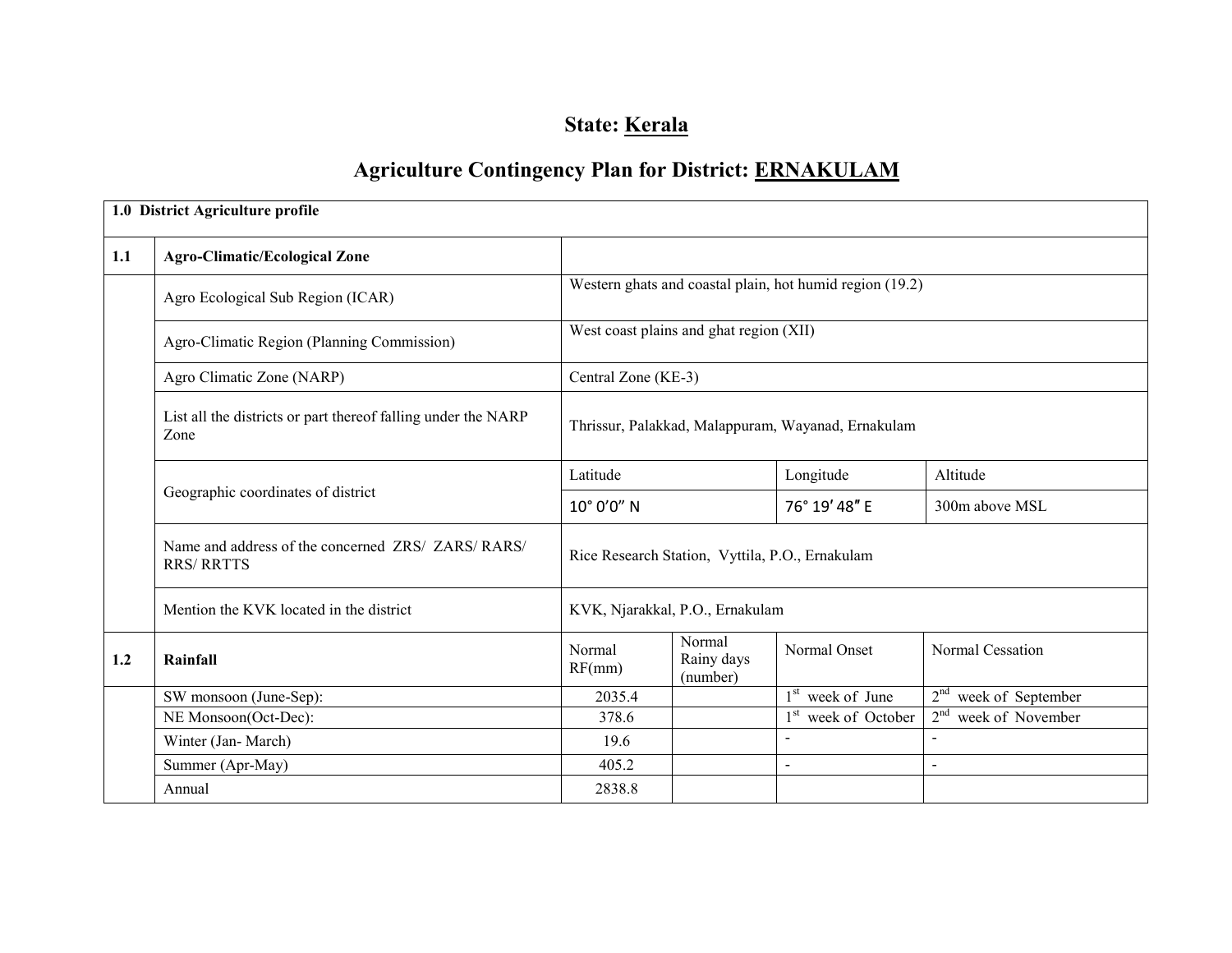# State: Kerala

## Agriculture Contingency Plan for District: ERNAKULAM

| 1.0 District Agriculture profile | | | | | |
|---|---|---|---|---|---|
| **1.1** | **Agro-Climatic/Ecological Zone** | | | | |
| | Agro Ecological Sub Region (ICAR) | Western ghats and coastal plain, hot humid region (19.2) | | | |
| | Agro-Climatic Region (Planning Commission) | West coast plains and ghat region (XII) | | | |
| | Agro Climatic Zone (NARP) | Central Zone (KE-3) | | | |
| | List all the districts or part thereof falling under the NARP Zone | Thrissur, Palakkad, Malappuram, Wayanad, Ernakulam | | | |
| | Geographic coordinates of district | Latitude | | Longitude | Altitude |
| | | 10° 0′0″ N | | 76° 19′ 48″ E | 300m above MSL |
| | Name and address of the concerned ZRS/ ZARS/ RARS/ RRS/ RRTTS | Rice Research Station, Vyttila, P.O., Ernakulam | | | |
| | Mention the KVK located in the district | KVK, Njarakkal, P.O., Ernakulam | | | |
| **1.2** | **Rainfall** | Normal RF(mm) | Normal Rainy days (number) | Normal Onset | Normal Cessation |
| | SW monsoon (June-Sep): | 2035.4 | | 1st week of June | 2nd week of September |
| | NE Monsoon(Oct-Dec): | 378.6 | | 1st week of October | 2nd week of November |
| | Winter (Jan- March) | 19.6 | | - | - |
| | Summer (Apr-May) | 405.2 | | - | - |
| | Annual | 2838.8 | | | |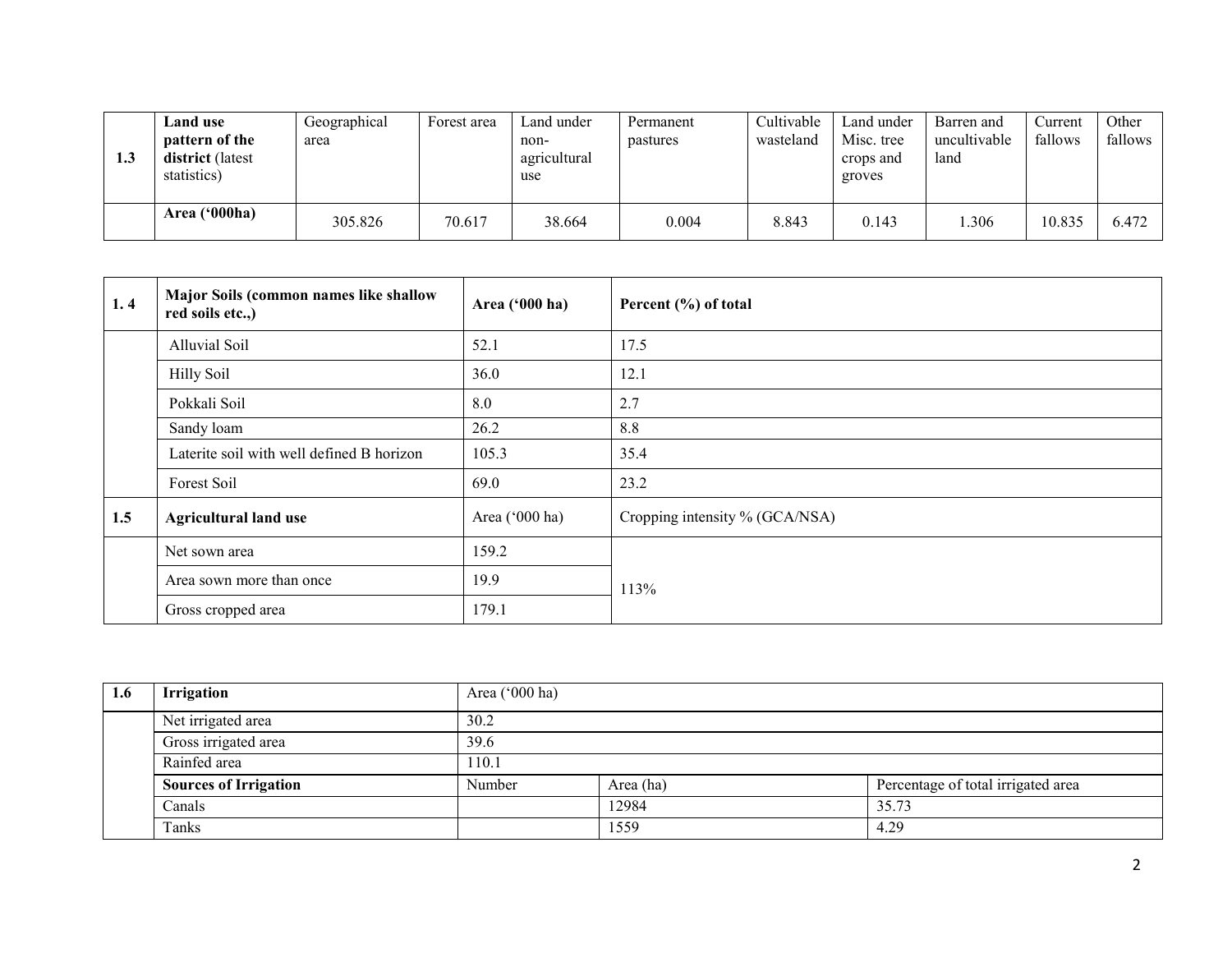| 1.3 | **Land use pattern of the district** (latest statistics) | Geographical area | Forest area | Land under non-agricultural use | Permanent pastures | Cultivable wasteland | Land under Misc. tree crops and groves | Barren and uncultivable land | Current fallows | Other fallows |
|---|---|---|---|---|---|---|---|---|---|---|
| | **Area ('000ha)** | 305.826 | 70.617 | 38.664 | 0.004 | 8.843 | 0.143 | 1.306 | 10.835 | 6.472 |

| 1. 4 | **Major Soils (common names like shallow red soils etc.,)** | **Area ('000 ha)** | **Percent (%) of total** |
|---|---|---|---|
| | Alluvial Soil | 52.1 | 17.5 |
| | Hilly Soil | 36.0 | 12.1 |
| | Pokkali Soil | 8.0 | 2.7 |
| | Sandy loam | 26.2 | 8.8 |
| | Laterite soil with well defined B horizon | 105.3 | 35.4 |
| | Forest Soil | 69.0 | 23.2 |
| **1.5** | **Agricultural land use** | Area ('000 ha) | Cropping intensity % (GCA/NSA) |
| | Net sown area | 159.2 | 113% |
| | Area sown more than once | 19.9 | |
| | Gross cropped area | 179.1 | |

| 1.6 | Irrigation | Area ('000 ha) | | |
|---|---|---|---|---|
| | Net irrigated area | 30.2 | | |
| | Gross irrigated area | 39.6 | | |
| | Rainfed area | 110.1 | | |
| | **Sources of Irrigation** | Number | Area (ha) | Percentage of total irrigated area |
| | Canals | | 12984 | 35.73 |
| | Tanks | | 1559 | 4.29 |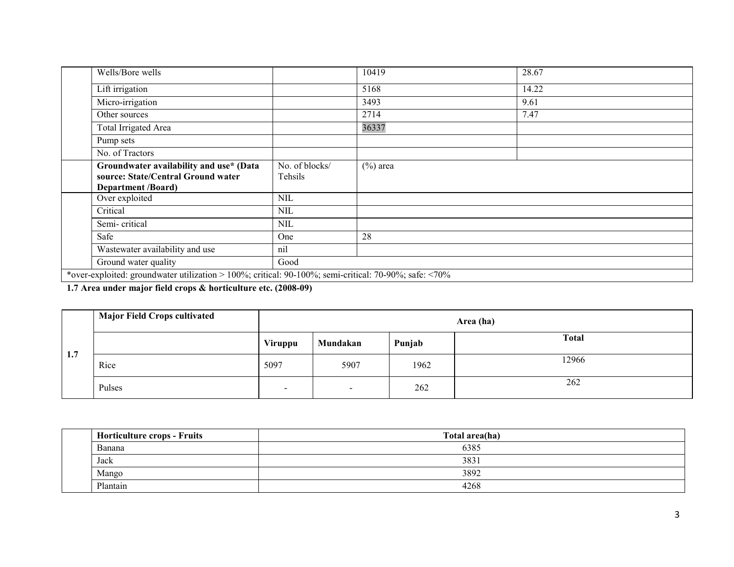| | | | | |
|---|---|---|---|---|
| | Wells/Bore wells | | 10419 | 28.67 |
| | Lift irrigation | | 5168 | 14.22 |
| | Micro-irrigation | | 3493 | 9.61 |
| | Other sources | | 2714 | 7.47 |
| | Total Irrigated Area | | 36337 | |
| | Pump sets | | | |
| | No. of Tractors | | | |
| | **Groundwater availability and use* (Data source: State/Central Ground water Department /Board)** | No. of blocks/ Tehsils | (%) area | |
| | Over exploited | NIL | | |
| | Critical | NIL | | |
| | Semi- critical | NIL | | |
| | Safe | One | 28 | |
| | Wastewater availability and use | nil | | |
| | Ground water quality | Good | | |

*over-exploited: groundwater utilization > 100%; critical: 90-100%; semi-critical: 70-90%; safe: <70%

**1.7 Area under major field crops & horticulture etc. (2008-09)**

| 1.7 | **Major Field Crops cultivated** | **Area (ha)** | | | |
|---|---|---|---|---|---|
| | | **Viruppu** | **Mundakan** | **Punjab** | **Total** |
| | Rice | 5097 | 5907 | 1962 | 12966 |
| | Pulses | - | - | 262 | 262 |

| | **Horticulture crops - Fruits** | **Total area(ha)** |
|---|---|---|
| | Banana | 6385 |
| | Jack | 3831 |
| | Mango | 3892 |
| | Plantain | 4268 |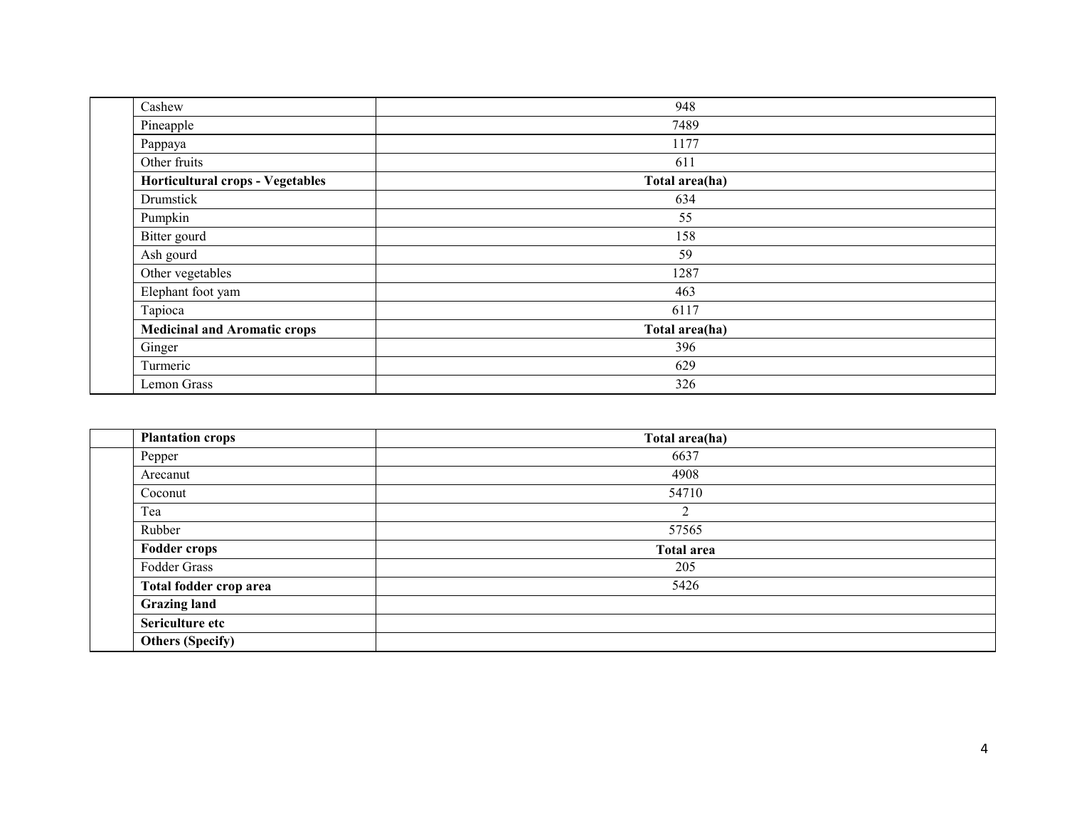| | | |
|---|---|---|
| | Cashew | 948 |
| | Pineapple | 7489 |
| | Pappaya | 1177 |
| | Other fruits | 611 |
| | **Horticultural crops - Vegetables** | **Total area(ha)** |
| | Drumstick | 634 |
| | Pumpkin | 55 |
| | Bitter gourd | 158 |
| | Ash gourd | 59 |
| | Other vegetables | 1287 |
| | Elephant foot yam | 463 |
| | Tapioca | 6117 |
| | **Medicinal and Aromatic crops** | **Total area(ha)** |
| | Ginger | 396 |
| | Turmeric | 629 |
| | Lemon Grass | 326 |

| | **Plantation crops** | **Total area(ha)** |
|---|---|---|
| | Pepper | 6637 |
| | Arecanut | 4908 |
| | Coconut | 54710 |
| | Tea | 2 |
| | Rubber | 57565 |
| | **Fodder crops** | **Total area** |
| | Fodder Grass | 205 |
| | **Total fodder crop area** | 5426 |
| | **Grazing land** | |
| | **Sericulture etc** | |
| | **Others (Specify)** | |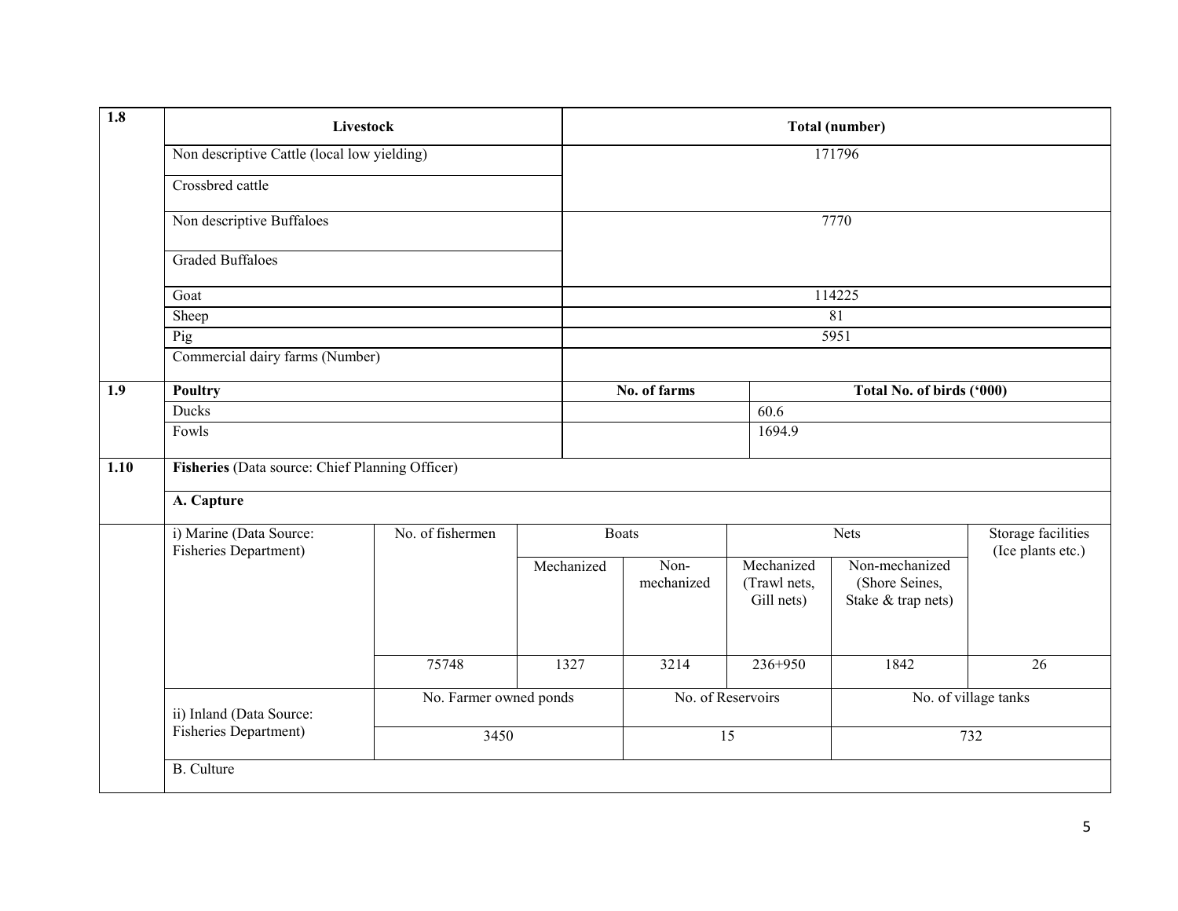| 1.8 | Livestock | | | | | | Total (number) |
|---|---|---|---|---|---|---|---|
| | Non descriptive Cattle (local low yielding) | | | | | | 171796 |
| | Crossbred cattle | | | | | | |
| | Non descriptive Buffaloes | | | | | | 7770 |
| | Graded Buffaloes | | | | | | |
| | Goat | | | | | | 114225 |
| | Sheep | | | | | | 81 |
| | Pig | | | | | | 5951 |
| | Commercial dairy farms (Number) | | | | | | |
| **1.9** | **Poultry** | | | **No. of farms** | | | **Total No. of birds ('000)** |
| | Ducks | | | | | | 60.6 |
| | Fowls | | | | | | 1694.9 |
| **1.10** | **Fisheries** (Data source: Chief Planning Officer) | | | | | | |
| | **A. Capture** | | | | | | |
| | i) Marine (Data Source: Fisheries Department) | No. of fishermen | Boats | | Nets | | Storage facilities (Ice plants etc.) |
| | | | Mechanized | Non-mechanized | Mechanized (Trawl nets, Gill nets) | Non-mechanized (Shore Seines, Stake & trap nets) | |
| | | 75748 | 1327 | 3214 | 236+950 | 1842 | 26 |
| | ii) Inland (Data Source: Fisheries Department) | No. Farmer owned ponds | | No. of Reservoirs | | No. of village tanks | |
| | | 3450 | | 15 | | 732 | |
| | B. Culture | | | | | | |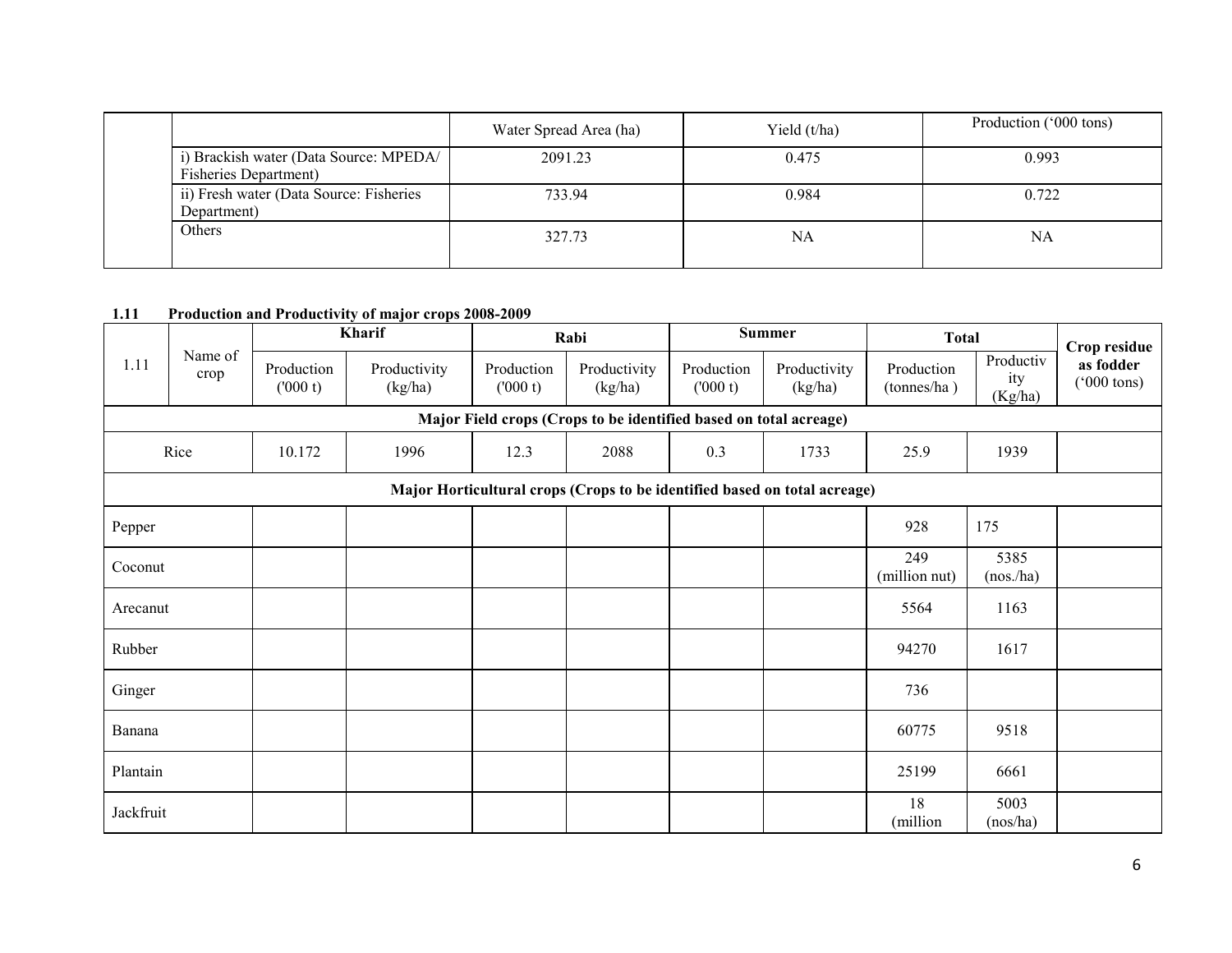| | | Water Spread Area (ha) | Yield (t/ha) | Production ('000 tons) |
|---|---|---|---|---|
| | i) Brackish water (Data Source: MPEDA/ Fisheries Department) | 2091.23 | 0.475 | 0.993 |
| | ii) Fresh water (Data Source: Fisheries Department) | 733.94 | 0.984 | 0.722 |
| | Others | 327.73 | NA | NA |

## 1.11 Production and Productivity of major crops 2008-2009

| 1.11 | Name of crop | Kharif | | Rabi | | Summer | | Total | | Crop residue as fodder ('000 tons) |
|---|---|---|---|---|---|---|---|---|---|---|
| | | Production ('000 t) | Productivity (kg/ha) | Production ('000 t) | Productivity (kg/ha) | Production ('000 t) | Productivity (kg/ha) | Production (tonnes/ha ) | Productivity (Kg/ha) | |
| **Major Field crops (Crops to be identified based on total acreage)** | | | | | | | | | | |
| Rice | | 10.172 | 1996 | 12.3 | 2088 | 0.3 | 1733 | 25.9 | 1939 | |
| **Major Horticultural crops (Crops to be identified based on total acreage)** | | | | | | | | | | |
| Pepper | | | | | | | | 928 | 175 | |
| Coconut | | | | | | | | 249 (million nut) | 5385 (nos./ha) | |
| Arecanut | | | | | | | | 5564 | 1163 | |
| Rubber | | | | | | | | 94270 | 1617 | |
| Ginger | | | | | | | | 736 | | |
| Banana | | | | | | | | 60775 | 9518 | |
| Plantain | | | | | | | | 25199 | 6661 | |
| Jackfruit | | | | | | | | 18 (million | 5003 (nos/ha) | |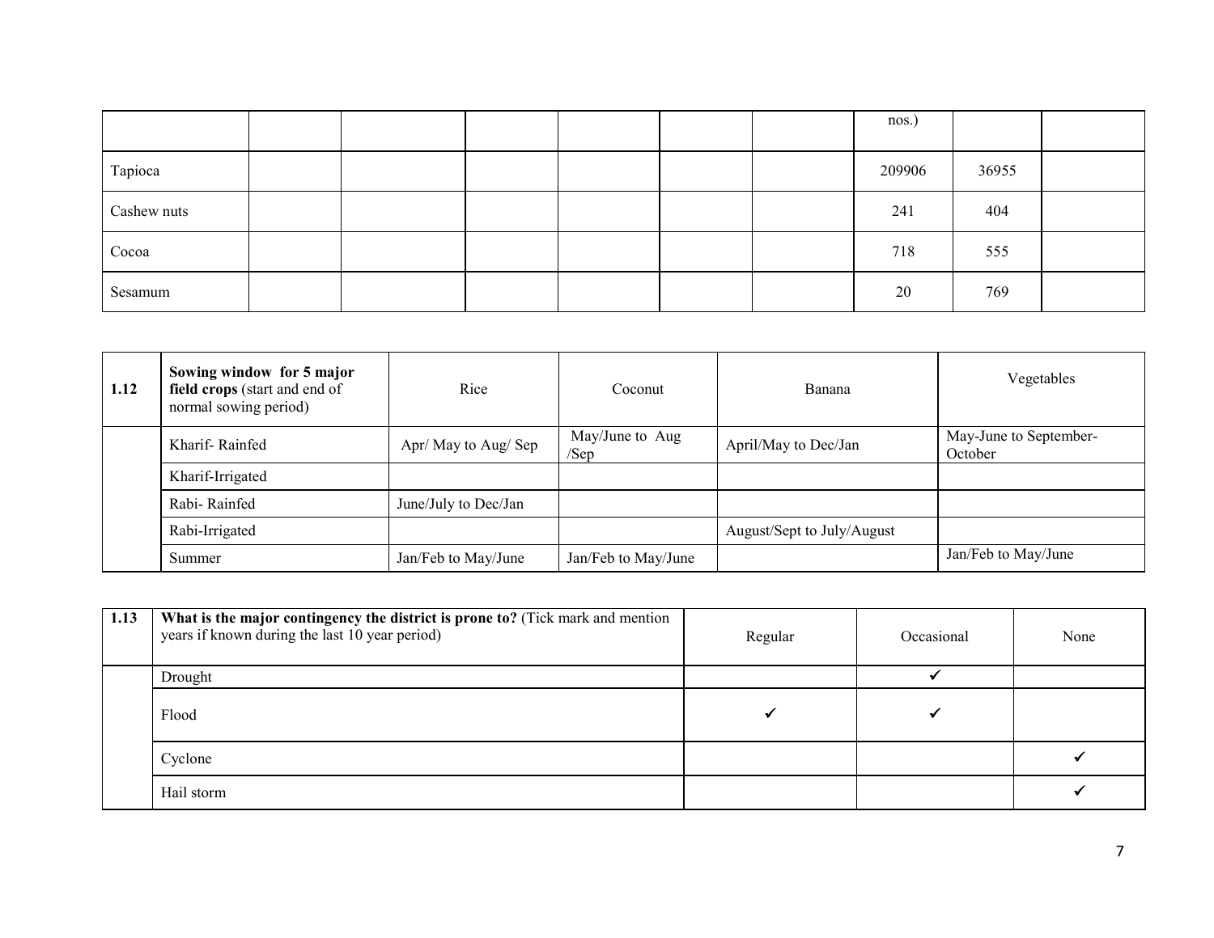| | | | | | | | | | |
|---|---|---|---|---|---|---|---|---|---|
| | | | | | | | nos.) | | |
| Tapioca | | | | | | | 209906 | 36955 | |
| Cashew nuts | | | | | | | 241 | 404 | |
| Cocoa | | | | | | | 718 | 555 | |
| Sesamum | | | | | | | 20 | 769 | |

| 1.12 | **Sowing window for 5 major field crops** (start and end of normal sowing period) | Rice | Coconut | Banana | Vegetables |
|---|---|---|---|---|---|
| | Kharif- Rainfed | Apr/ May to Aug/ Sep | May/June to Aug /Sep | April/May to Dec/Jan | May-June to September-October |
| | Kharif-Irrigated | | | | |
| | Rabi- Rainfed | June/July to Dec/Jan | | | |
| | Rabi-Irrigated | | | August/Sept to July/August | |
| | Summer | Jan/Feb to May/June | Jan/Feb to May/June | | Jan/Feb to May/June |

| 1.13 | **What is the major contingency the district is prone to?** (Tick mark and mention years if known during the last 10 year period) | Regular | Occasional | None |
|---|---|---|---|---|
| | Drought | | ✓ | |
| | Flood | ✓ | ✓ | |
| | Cyclone | | | ✓ |
| | Hail storm | | | ✓ |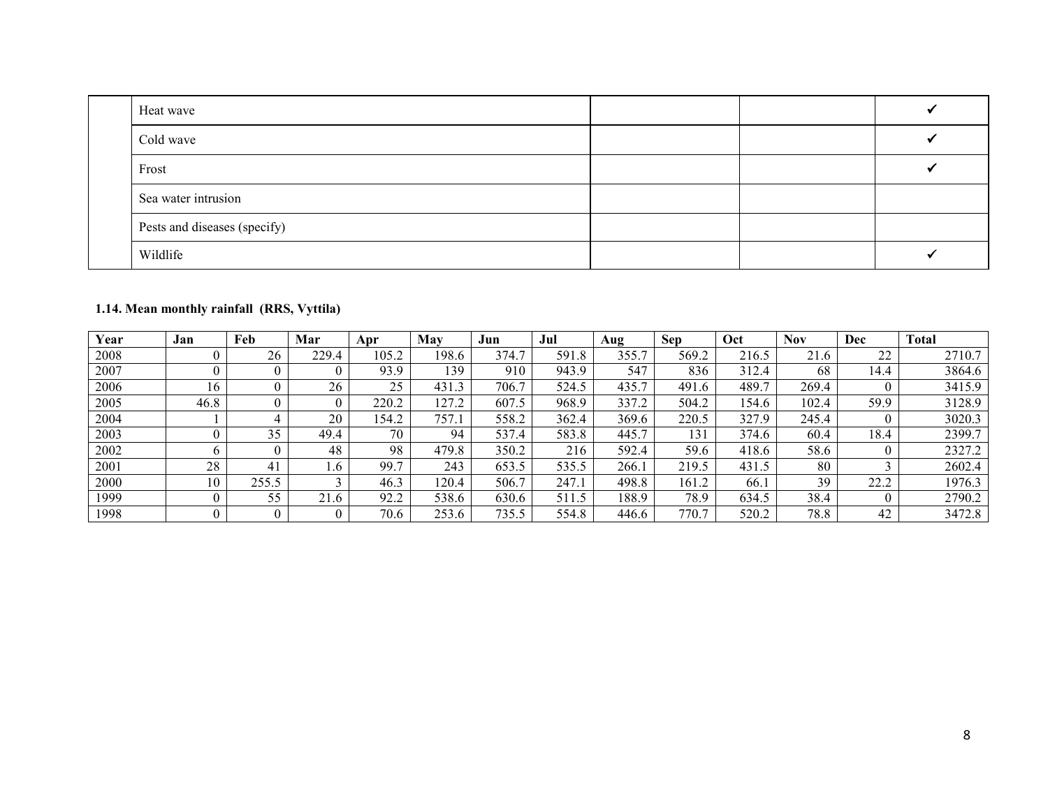| | | | | |
|---|---|---|---|---|
| | Heat wave | | | ✓ |
| | Cold wave | | | ✓ |
| | Frost | | | ✓ |
| | Sea water intrusion | | | |
| | Pests and diseases (specify) | | | |
| | Wildlife | | | ✓ |

**1.14. Mean monthly rainfall (RRS, Vyttila)**

| Year | Jan | Feb | Mar | Apr | May | Jun | Jul | Aug | Sep | Oct | Nov | Dec | Total |
|---|---|---|---|---|---|---|---|---|---|---|---|---|---|
| 2008 | 0 | 26 | 229.4 | 105.2 | 198.6 | 374.7 | 591.8 | 355.7 | 569.2 | 216.5 | 21.6 | 22 | 2710.7 |
| 2007 | 0 | 0 | 0 | 93.9 | 139 | 910 | 943.9 | 547 | 836 | 312.4 | 68 | 14.4 | 3864.6 |
| 2006 | 16 | 0 | 26 | 25 | 431.3 | 706.7 | 524.5 | 435.7 | 491.6 | 489.7 | 269.4 | 0 | 3415.9 |
| 2005 | 46.8 | 0 | 0 | 220.2 | 127.2 | 607.5 | 968.9 | 337.2 | 504.2 | 154.6 | 102.4 | 59.9 | 3128.9 |
| 2004 | 1 | 4 | 20 | 154.2 | 757.1 | 558.2 | 362.4 | 369.6 | 220.5 | 327.9 | 245.4 | 0 | 3020.3 |
| 2003 | 0 | 35 | 49.4 | 70 | 94 | 537.4 | 583.8 | 445.7 | 131 | 374.6 | 60.4 | 18.4 | 2399.7 |
| 2002 | 6 | 0 | 48 | 98 | 479.8 | 350.2 | 216 | 592.4 | 59.6 | 418.6 | 58.6 | 0 | 2327.2 |
| 2001 | 28 | 41 | 1.6 | 99.7 | 243 | 653.5 | 535.5 | 266.1 | 219.5 | 431.5 | 80 | 3 | 2602.4 |
| 2000 | 10 | 255.5 | 3 | 46.3 | 120.4 | 506.7 | 247.1 | 498.8 | 161.2 | 66.1 | 39 | 22.2 | 1976.3 |
| 1999 | 0 | 55 | 21.6 | 92.2 | 538.6 | 630.6 | 511.5 | 188.9 | 78.9 | 634.5 | 38.4 | 0 | 2790.2 |
| 1998 | 0 | 0 | 0 | 70.6 | 253.6 | 735.5 | 554.8 | 446.6 | 770.7 | 520.2 | 78.8 | 42 | 3472.8 |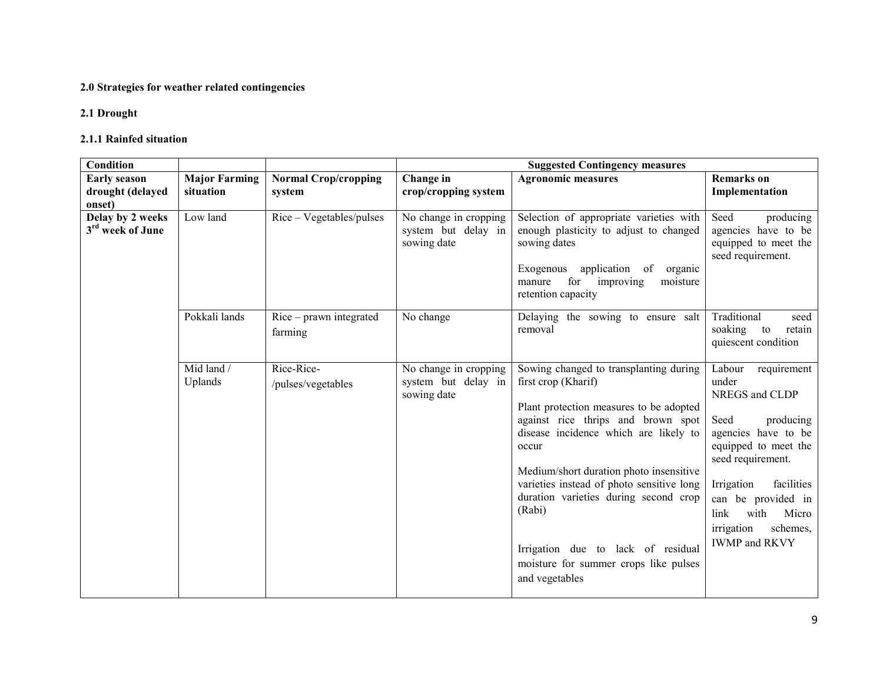## 2.0 Strategies for weather related contingencies

### 2.1 Drought

#### 2.1.1 Rainfed situation

| Condition | | | Suggested Contingency measures | | |
|---|---|---|---|---|---|
| **Early season drought (delayed onset)** | **Major Farming situation** | **Normal Crop/cropping system** | **Change in crop/cropping system** | **Agronomic measures** | **Remarks on Implementation** |
| **Delay by 2 weeks 3rd week of June** | Low land | Rice – Vegetables/pulses | No change in cropping system but delay in sowing date | Selection of appropriate varieties with enough plasticity to adjust to changed sowing dates<br><br>Exogenous application of organic manure for improving moisture retention capacity | Seed producing agencies have to be equipped to meet the seed requirement. |
| | Pokkali lands | Rice – prawn integrated farming | No change | Delaying the sowing to ensure salt removal | Traditional seed soaking to retain quiescent condition |
| | Mid land / Uplands | Rice-Rice-/pulses/vegetables | No change in cropping system but delay in sowing date | Sowing changed to transplanting during first crop (Kharif)<br><br>Plant protection measures to be adopted against rice thrips and brown spot disease incidence which are likely to occur<br><br>Medium/short duration photo insensitive varieties instead of photo sensitive long duration varieties during second crop (Rabi)<br><br>Irrigation due to lack of residual moisture for summer crops like pulses and vegetables | Labour requirement under NREGS and CLDP<br><br>Seed producing agencies have to be equipped to meet the seed requirement.<br><br>Irrigation facilities can be provided in link with Micro irrigation schemes, IWMP and RKVY |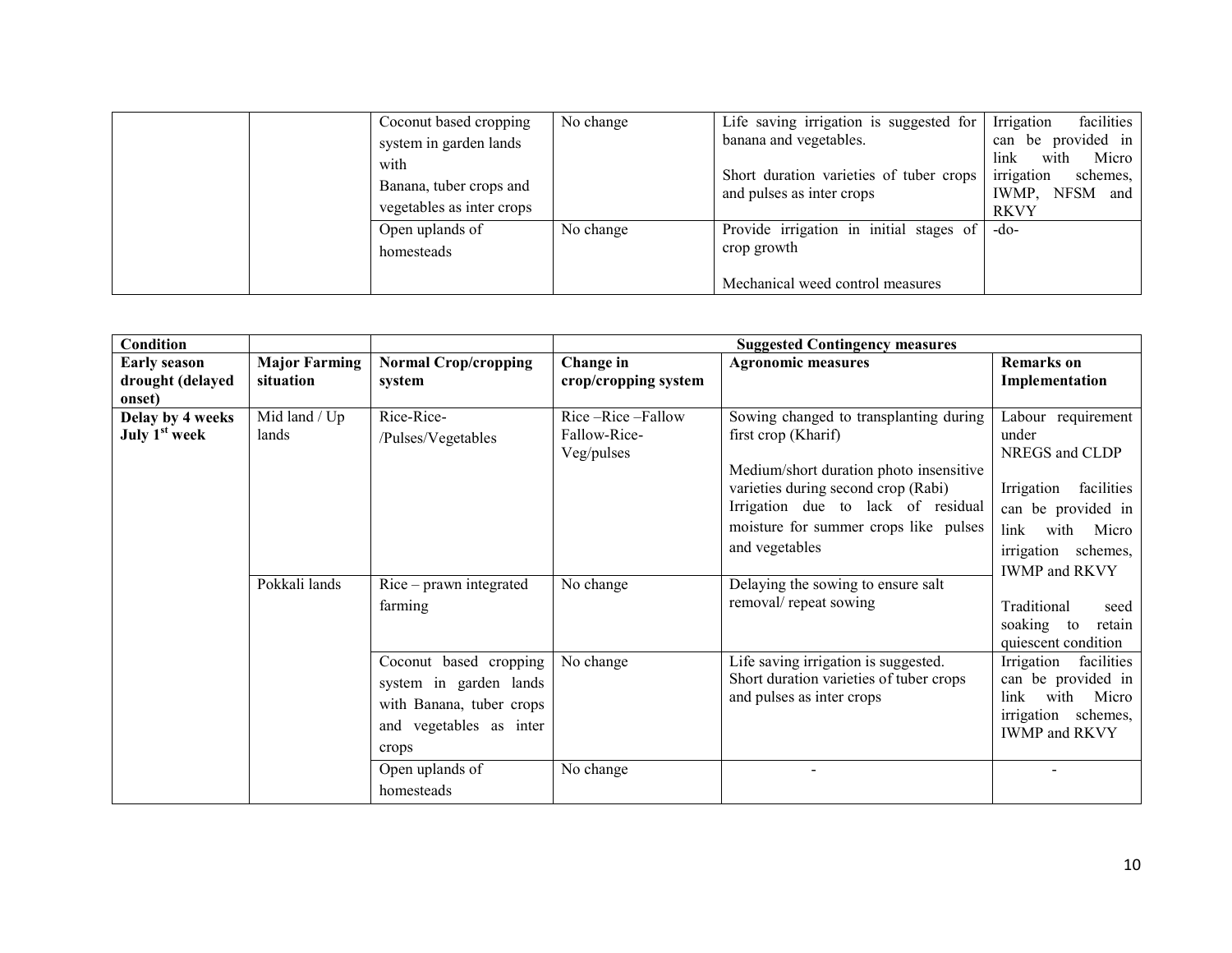| | | Coconut based cropping system in garden lands with Banana, tuber crops and vegetables as inter crops | No change | Life saving irrigation is suggested for banana and vegetables.<br><br>Short duration varieties of tuber crops and pulses as inter crops | Irrigation facilities can be provided in link with Micro irrigation schemes, IWMP, NFSM and RKVY |
|---|---|---|---|---|---|
| | | Open uplands of homesteads | No change | Provide irrigation in initial stages of crop growth<br><br>Mechanical weed control measures | -do- |

| Condition | | | Suggested Contingency measures | | |
|---|---|---|---|---|---|
| **Early season drought (delayed onset)** | **Major Farming situation** | **Normal Crop/cropping system** | **Change in crop/cropping system** | **Agronomic measures** | **Remarks on Implementation** |
| **Delay by 4 weeks July 1st week** | Mid land / Up lands | Rice-Rice-/Pulses/Vegetables | Rice –Rice –Fallow Fallow-Rice-Veg/pulses | Sowing changed to transplanting during first crop (Kharif)<br><br>Medium/short duration photo insensitive varieties during second crop (Rabi)<br>Irrigation due to lack of residual moisture for summer crops like pulses and vegetables | Labour requirement under NREGS and CLDP<br><br>Irrigation facilities can be provided in link with Micro irrigation schemes, IWMP and RKVY |
| | Pokkali lands | Rice – prawn integrated farming | No change | Delaying the sowing to ensure salt removal/ repeat sowing | Traditional seed soaking to retain quiescent condition |
| | | Coconut based cropping system in garden lands with Banana, tuber crops and vegetables as inter crops | No change | Life saving irrigation is suggested.<br>Short duration varieties of tuber crops and pulses as inter crops | Irrigation facilities can be provided in link with Micro irrigation schemes, IWMP and RKVY |
| | | Open uplands of homesteads | No change | - | - |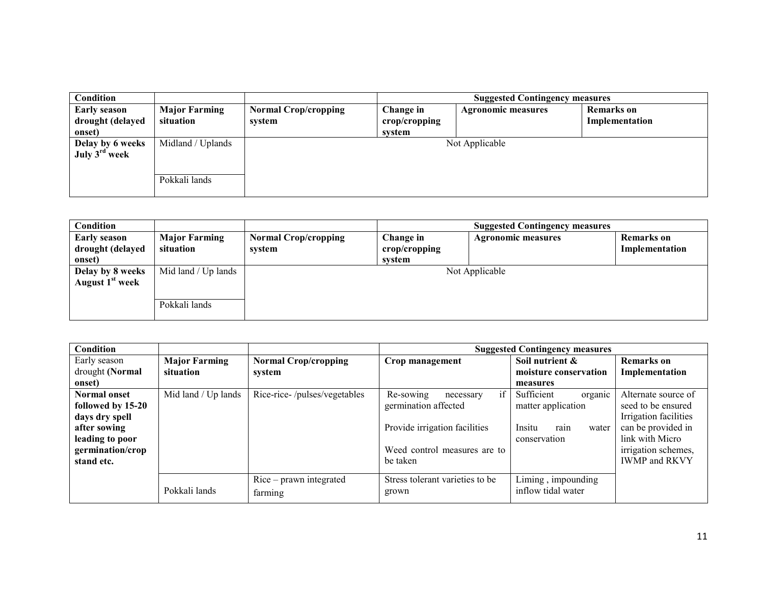| Condition | | | Suggested Contingency measures | | |
|---|---|---|---|---|---|
| **Early season drought (delayed onset)** | **Major Farming situation** | **Normal Crop/cropping system** | **Change in crop/cropping system** | **Agronomic measures** | **Remarks on Implementation** |
| **Delay by 6 weeks July 3rd week** | Midland / Uplands | Not Applicable | | | |
| | Pokkali lands | | | | |

| Condition | | | Suggested Contingency measures | | |
|---|---|---|---|---|---|
| **Early season drought (delayed onset)** | **Major Farming situation** | **Normal Crop/cropping system** | **Change in crop/cropping system** | **Agronomic measures** | **Remarks on Implementation** |
| **Delay by 8 weeks August 1st week** | Mid land / Up lands | Not Applicable | | | |
| | Pokkali lands | | | | |

| Condition | | | Suggested Contingency measures | | |
|---|---|---|---|---|---|
| Early season drought **(Normal onset)** | **Major Farming situation** | **Normal Crop/cropping system** | **Crop management** | **Soil nutrient & moisture conservation measures** | **Remarks on Implementation** |
| **Normal onset followed by 15-20 days dry spell after sowing leading to poor germination/crop stand etc.** | Mid land / Up lands | Rice-rice- /pulses/vegetables | Re-sowing necessary if germination affected<br><br>Provide irrigation facilities<br><br>Weed control measures are to be taken | Sufficient organic matter application<br><br>Insitu rain water conservation | Alternate source of seed to be ensured Irrigation facilities can be provided in link with Micro irrigation schemes, IWMP and RKVY |
| | Pokkali lands | Rice – prawn integrated farming | Stress tolerant varieties to be grown | Liming , impounding inflow tidal water | |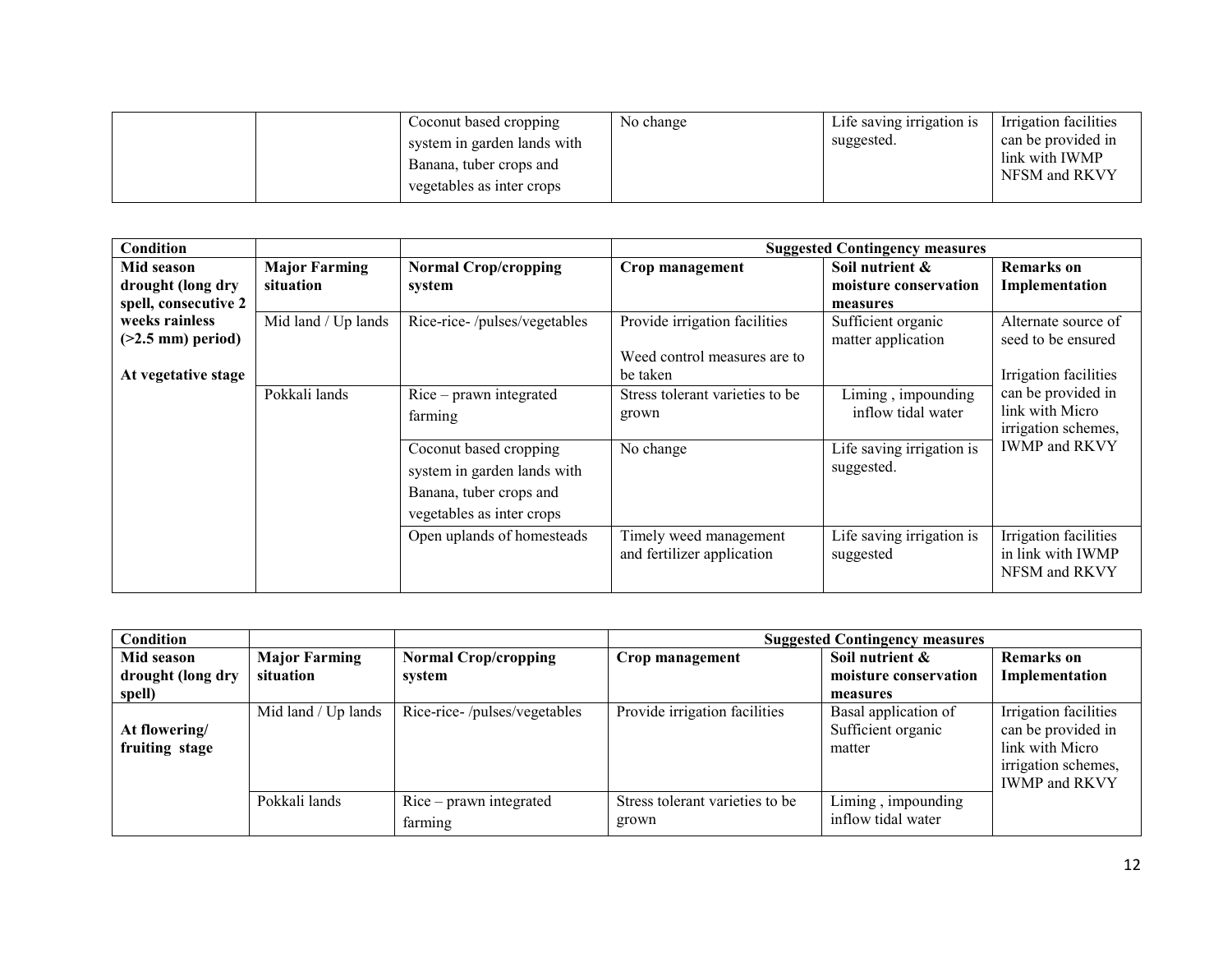| | | Coconut based cropping system in garden lands with Banana, tuber crops and vegetables as inter crops | No change | Life saving irrigation is suggested. | Irrigation facilities can be provided in link with IWMP NFSM and RKVY |
|---|---|---|---|---|---|

| Condition | | | Suggested Contingency measures | | |
|---|---|---|---|---|---|
| **Mid season drought (long dry spell, consecutive 2 weeks rainless (>2.5 mm) period)** | **Major Farming situation** | **Normal Crop/cropping system** | **Crop management** | **Soil nutrient & moisture conservation measures** | **Remarks on Implementation** |
| **At vegetative stage** | Mid land / Up lands | Rice-rice- /pulses/vegetables | Provide irrigation facilities<br><br>Weed control measures are to be taken | Sufficient organic matter application | Alternate source of seed to be ensured<br><br>Irrigation facilities can be provided in link with Micro irrigation schemes, IWMP and RKVY |
| | Pokkali lands | Rice – prawn integrated farming | Stress tolerant varieties to be grown | Liming , impounding inflow tidal water | |
| | | Coconut based cropping system in garden lands with Banana, tuber crops and vegetables as inter crops | No change | Life saving irrigation is suggested. | |
| | | Open uplands of homesteads | Timely weed management and fertilizer application | Life saving irrigation is suggested | Irrigation facilities in link with IWMP NFSM and RKVY |

| Condition | | | Suggested Contingency measures | | |
|---|---|---|---|---|---|
| **Mid season drought (long dry spell)** | **Major Farming situation** | **Normal Crop/cropping system** | **Crop management** | **Soil nutrient & moisture conservation measures** | **Remarks on Implementation** |
| **At flowering/ fruiting stage** | Mid land / Up lands | Rice-rice- /pulses/vegetables | Provide irrigation facilities | Basal application of Sufficient organic matter | Irrigation facilities can be provided in link with Micro irrigation schemes, IWMP and RKVY |
| | Pokkali lands | Rice – prawn integrated farming | Stress tolerant varieties to be grown | Liming , impounding inflow tidal water | |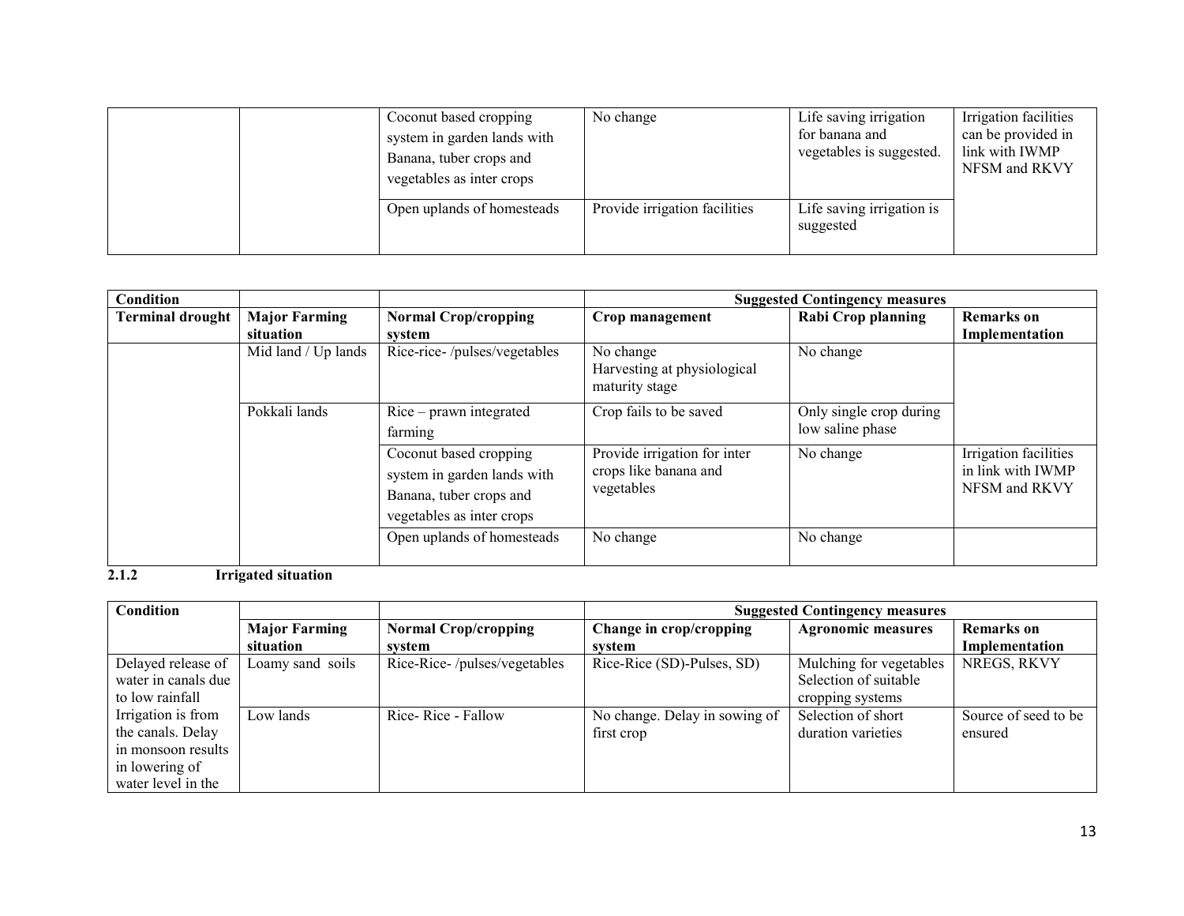| | | | | | |
|---|---|---|---|---|---|
| | | Coconut based cropping system in garden lands with Banana, tuber crops and vegetables as inter crops | No change | Life saving irrigation for banana and vegetables is suggested. | Irrigation facilities can be provided in link with IWMP NFSM and RKVY |
| | | Open uplands of homesteads | Provide irrigation facilities | Life saving irrigation is suggested | |

| Condition | | | Suggested Contingency measures | | |
|---|---|---|---|---|---|
| **Terminal drought** | **Major Farming situation** | **Normal Crop/cropping system** | **Crop management** | **Rabi Crop planning** | **Remarks on Implementation** |
| | Mid land / Up lands | Rice-rice- /pulses/vegetables | No change<br>Harvesting at physiological maturity stage | No change | |
| | Pokkali lands | Rice – prawn integrated farming | Crop fails to be saved | Only single crop during low saline phase | |
| | | Coconut based cropping system in garden lands with Banana, tuber crops and vegetables as inter crops | Provide irrigation for inter crops like banana and vegetables | No change | Irrigation facilities in link with IWMP NFSM and RKVY |
| | | Open uplands of homesteads | No change | No change | |

**2.1.2 Irrigated situation**

| Condition | | | Suggested Contingency measures | | |
|---|---|---|---|---|---|
| | **Major Farming situation** | **Normal Crop/cropping system** | **Change in crop/cropping system** | **Agronomic measures** | **Remarks on Implementation** |
| Delayed release of water in canals due to low rainfall | Loamy sand soils | Rice-Rice- /pulses/vegetables | Rice-Rice (SD)-Pulses, SD) | Mulching for vegetables Selection of suitable cropping systems | NREGS, RKVY |
| Irrigation is from the canals. Delay in monsoon results in lowering of water level in the | Low lands | Rice- Rice - Fallow | No change. Delay in sowing of first crop | Selection of short duration varieties | Source of seed to be ensured |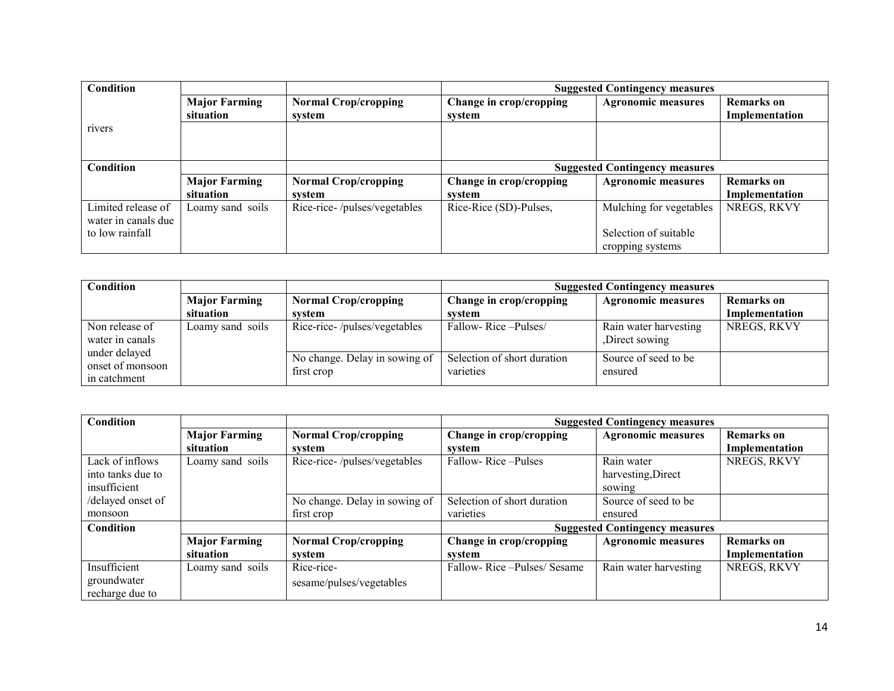| Condition | | | Suggested Contingency measures | | |
|---|---|---|---|---|---|
| | **Major Farming situation** | **Normal Crop/cropping system** | **Change in crop/cropping system** | **Agronomic measures** | **Remarks on Implementation** |
| rivers | | | | | |

| Condition | | | Suggested Contingency measures | | |
|---|---|---|---|---|---|
| | **Major Farming situation** | **Normal Crop/cropping system** | **Change in crop/cropping system** | **Agronomic measures** | **Remarks on Implementation** |
| Limited release of water in canals due to low rainfall | Loamy sand soils | Rice-rice- /pulses/vegetables | Rice-Rice (SD)-Pulses, | Mulching for vegetables<br><br>Selection of suitable cropping systems | NREGS, RKVY |

| Condition | | | Suggested Contingency measures | | |
|---|---|---|---|---|---|
| | **Major Farming situation** | **Normal Crop/cropping system** | **Change in crop/cropping system** | **Agronomic measures** | **Remarks on Implementation** |
| Non release of water in canals under delayed onset of monsoon in catchment | Loamy sand soils | Rice-rice- /pulses/vegetables | Fallow- Rice –Pulses/ | Rain water harvesting ,Direct sowing | NREGS, RKVY |
| | | No change. Delay in sowing of first crop | Selection of short duration varieties | Source of seed to be ensured | |

| Condition | | | Suggested Contingency measures | | |
|---|---|---|---|---|---|
| | **Major Farming situation** | **Normal Crop/cropping system** | **Change in crop/cropping system** | **Agronomic measures** | **Remarks on Implementation** |
| Lack of inflows into tanks due to insufficient /delayed onset of monsoon | Loamy sand soils | Rice-rice- /pulses/vegetables | Fallow- Rice –Pulses | Rain water harvesting,Direct sowing | NREGS, RKVY |
| | | No change. Delay in sowing of first crop | Selection of short duration varieties | Source of seed to be ensured | |

| Condition | | | Suggested Contingency measures | | |
|---|---|---|---|---|---|
| | **Major Farming situation** | **Normal Crop/cropping system** | **Change in crop/cropping system** | **Agronomic measures** | **Remarks on Implementation** |
| Insufficient groundwater recharge due to | Loamy sand soils | Rice-rice-sesame/pulses/vegetables | Fallow- Rice –Pulses/ Sesame | Rain water harvesting | NREGS, RKVY |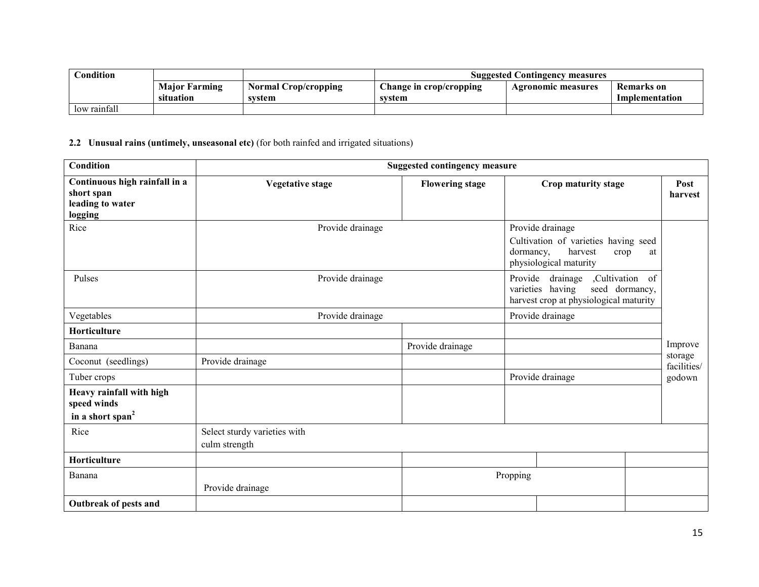| Condition | | | Suggested Contingency measures | | |
|---|---|---|---|---|---|
| | Major Farming situation | Normal Crop/cropping system | Change in crop/cropping system | Agronomic measures | Remarks on Implementation |
| low rainfall | | | | | |

**2.2 Unusual rains (untimely, unseasonal etc)** (for both rainfed and irrigated situations)

| Condition | Suggested contingency measure | | | |
|---|---|---|---|---|
| **Continuous high rainfall in a short span leading to water logging** | **Vegetative stage** | **Flowering stage** | **Crop maturity stage** | **Post harvest** |
| Rice | Provide drainage | | Provide drainage<br>Cultivation of varieties having seed dormancy, harvest crop at physiological maturity | Improve storage facilities/ godown |
| Pulses | Provide drainage | | Provide drainage ,Cultivation of varieties having seed dormancy, harvest crop at physiological maturity | |
| Vegetables | Provide drainage | | Provide drainage | |
| **Horticulture** | | | | |
| Banana | | Provide drainage | | |
| Coconut (seedlings) | Provide drainage | | | |
| Tuber crops | | | Provide drainage | |
| **Heavy rainfall with high speed winds in a short span**[2] | | | | |
| Rice | Select sturdy varieties with culm strength | | | |
| **Horticulture** | | | | |
| Banana | Provide drainage | Propping | | |
| **Outbreak of pests and** | | | | |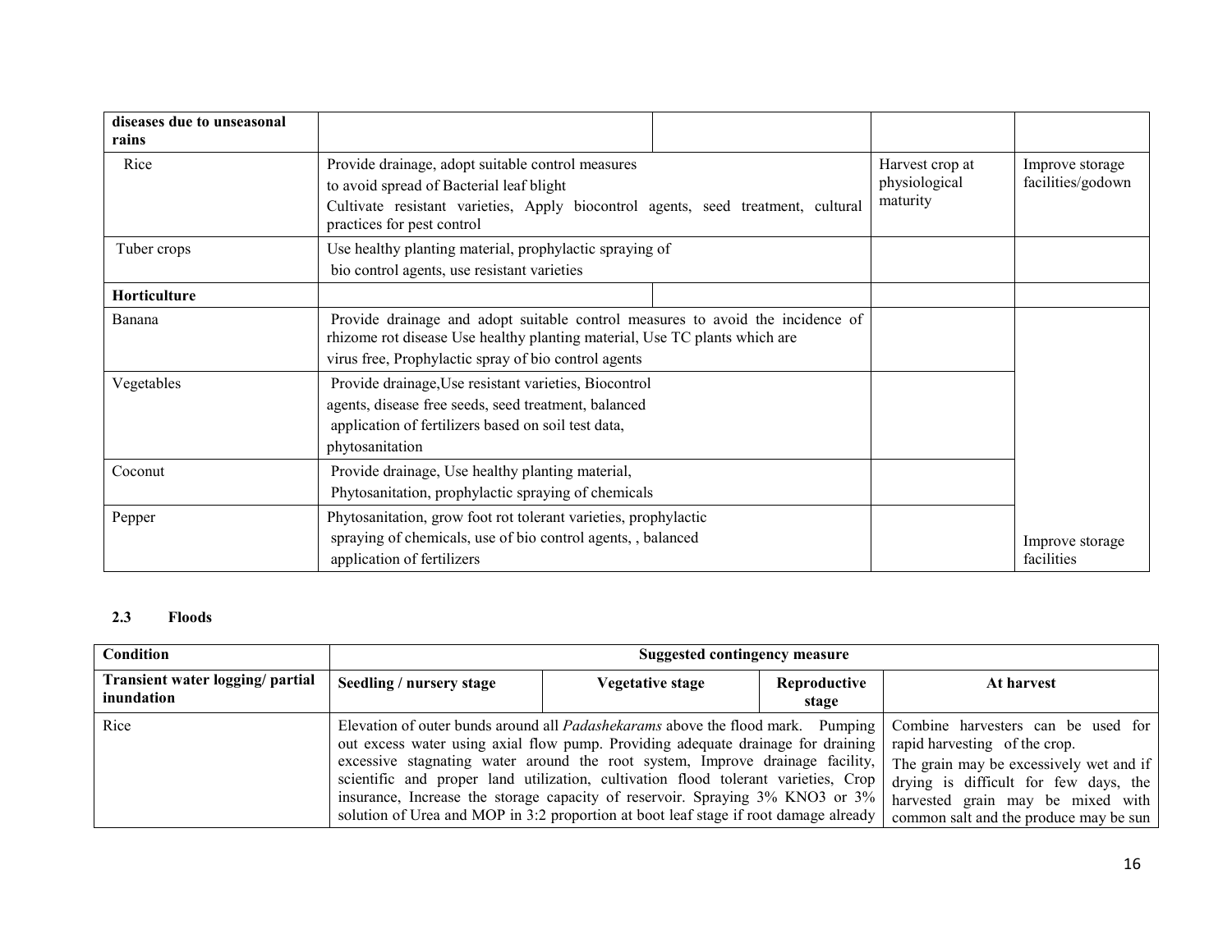| diseases due to unseasonal rains | | | | |
|---|---|---|---|---|
| Rice | Provide drainage, adopt suitable control measures to avoid spread of Bacterial leaf blight Cultivate resistant varieties, Apply biocontrol agents, seed treatment, cultural practices for pest control | | Harvest crop at physiological maturity | Improve storage facilities/godown |
| Tuber crops | Use healthy planting material, prophylactic spraying of bio control agents, use resistant varieties | | | |
| **Horticulture** | | | | |
| Banana | Provide drainage and adopt suitable control measures to avoid the incidence of rhizome rot disease Use healthy planting material, Use TC plants which are virus free, Prophylactic spray of bio control agents | | | |
| Vegetables | Provide drainage,Use resistant varieties, Biocontrol agents, disease free seeds, seed treatment, balanced application of fertilizers based on soil test data, phytosanitation | | | |
| Coconut | Provide drainage, Use healthy planting material, Phytosanitation, prophylactic spraying of chemicals | | | |
| Pepper | Phytosanitation, grow foot rot tolerant varieties, prophylactic spraying of chemicals, use of bio control agents, , balanced application of fertilizers | | | Improve storage facilities |

### 2.3 Floods

| Condition | Suggested contingency measure | | | |
|---|---|---|---|---|
| **Transient water logging/ partial inundation** | **Seedling / nursery stage** | **Vegetative stage** | **Reproductive stage** | **At harvest** |
| Rice | Elevation of outer bunds around all *Padashekarams* above the flood mark. Pumping out excess water using axial flow pump. Providing adequate drainage for draining excessive stagnating water around the root system, Improve drainage facility, scientific and proper land utilization, cultivation flood tolerant varieties, Crop insurance, Increase the storage capacity of reservoir. Spraying 3% $KNO_3$ or 3% solution of Urea and MOP in 3:2 proportion at boot leaf stage if root damage already | | | Combine harvesters can be used for rapid harvesting of the crop. The grain may be excessively wet and if drying is difficult for few days, the harvested grain may be mixed with common salt and the produce may be sun |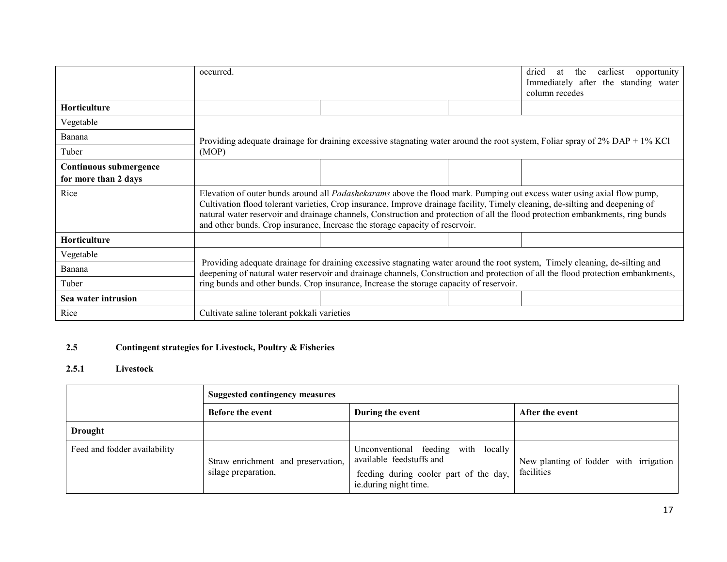| | | | | |
|---|---|---|---|---|
| | occurred. | | | dried at the earliest opportunity Immediately after the standing water column recedes |
| **Horticulture** | | | | |
| Vegetable | Providing adequate drainage for draining excessive stagnating water around the root system, Foliar spray of 2% DAP + 1% KCl (MOP) | | | |
| Banana | | | | |
| Tuber | | | | |
| **Continuous submergence for more than 2 days** | | | | |
| Rice | Elevation of outer bunds around all *Padashekarams* above the flood mark. Pumping out excess water using axial flow pump, Cultivation flood tolerant varieties, Crop insurance, Improve drainage facility, Timely cleaning, de-silting and deepening of natural water reservoir and drainage channels, Construction and protection of all the flood protection embankments, ring bunds and other bunds. Crop insurance, Increase the storage capacity of reservoir. | | | |
| **Horticulture** | | | | |
| Vegetable | Providing adequate drainage for draining excessive stagnating water around the root system, Timely cleaning, de-silting and deepening of natural water reservoir and drainage channels, Construction and protection of all the flood protection embankments, ring bunds and other bunds. Crop insurance, Increase the storage capacity of reservoir. | | | |
| Banana | | | | |
| Tuber | | | | |
| **Sea water intrusion** | | | | |
| Rice | Cultivate saline tolerant pokkali varieties | | | |

**2.5 Contingent strategies for Livestock, Poultry & Fisheries**

**2.5.1 Livestock**

| | **Suggested contingency measures** | | |
|---|---|---|---|
| | **Before the event** | **During the event** | **After the event** |
| **Drought** | | | |
| Feed and fodder availability | Straw enrichment and preservation, silage preparation, | Unconventional feeding with locally available feedstuffs and feeding during cooler part of the day, ie.during night time. | New planting of fodder with irrigation facilities |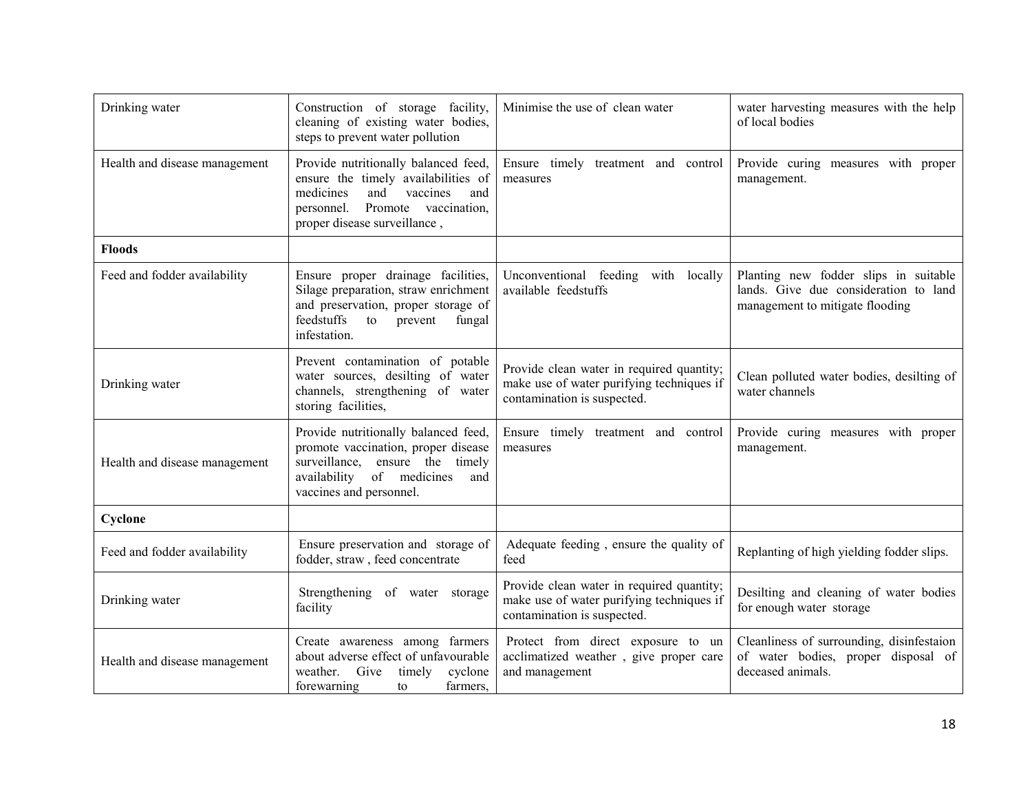| | | | |
|---|---|---|---|
| Drinking water | Construction of storage facility, cleaning of existing water bodies, steps to prevent water pollution | Minimise the use of clean water | water harvesting measures with the help of local bodies |
| Health and disease management | Provide nutritionally balanced feed, ensure the timely availabilities of medicines and vaccines and personnel. Promote vaccination, proper disease surveillance , | Ensure timely treatment and control measures | Provide curing measures with proper management. |
| **Floods** | | | |
| Feed and fodder availability | Ensure proper drainage facilities, Silage preparation, straw enrichment and preservation, proper storage of feedstuffs to prevent fungal infestation. | Unconventional feeding with locally available feedstuffs | Planting new fodder slips in suitable lands. Give due consideration to land management to mitigate flooding |
| Drinking water | Prevent contamination of potable water sources, desilting of water channels, strengthening of water storing facilities, | Provide clean water in required quantity; make use of water purifying techniques if contamination is suspected. | Clean polluted water bodies, desilting of water channels |
| Health and disease management | Provide nutritionally balanced feed, promote vaccination, proper disease surveillance, ensure the timely availability of medicines and vaccines and personnel. | Ensure timely treatment and control measures | Provide curing measures with proper management. |
| **Cyclone** | | | |
| Feed and fodder availability | Ensure preservation and storage of fodder, straw , feed concentrate | Adequate feeding , ensure the quality of feed | Replanting of high yielding fodder slips. |
| Drinking water | Strengthening of water storage facility | Provide clean water in required quantity; make use of water purifying techniques if contamination is suspected. | Desilting and cleaning of water bodies for enough water storage |
| Health and disease management | Create awareness among farmers about adverse effect of unfavourable weather. Give timely cyclone forewarning to farmers, | Protect from direct exposure to un acclimatized weather , give proper care and management | Cleanliness of surrounding, disinfestaion of water bodies, proper disposal of deceased animals. |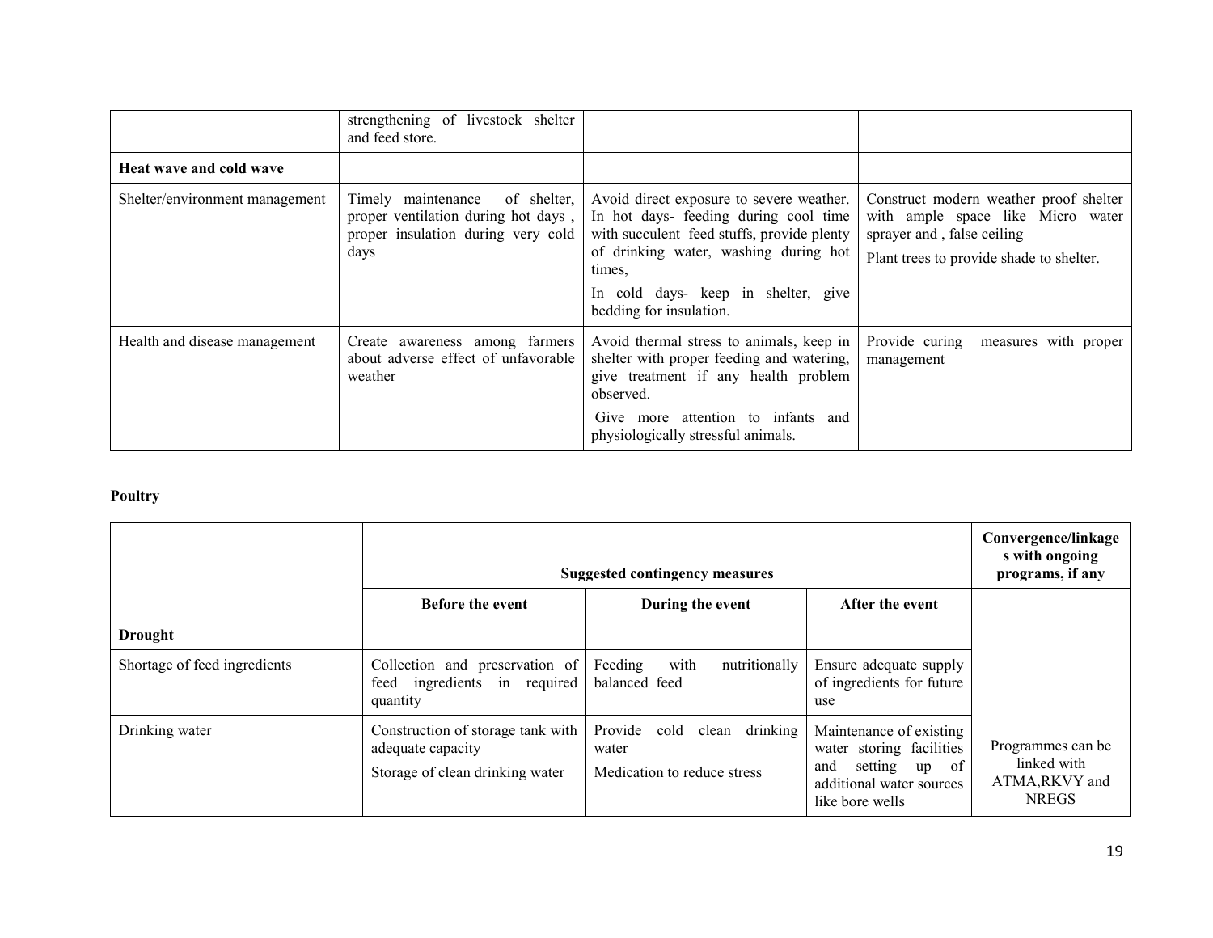| | | | |
|---|---|---|---|
| | strengthening of livestock shelter and feed store. | | |
| **Heat wave and cold wave** | | | |
| Shelter/environment management | Timely maintenance of shelter, proper ventilation during hot days , proper insulation during very cold days | Avoid direct exposure to severe weather. In hot days- feeding during cool time with succulent feed stuffs, provide plenty of drinking water, washing during hot times,<br>In cold days- keep in shelter, give bedding for insulation. | Construct modern weather proof shelter with ample space like Micro water sprayer and , false ceiling<br>Plant trees to provide shade to shelter. |
| Health and disease management | Create awareness among farmers about adverse effect of unfavorable weather | Avoid thermal stress to animals, keep in shelter with proper feeding and watering, give treatment if any health problem observed.<br>Give more attention to infants and physiologically stressful animals. | Provide curing measures with proper management |

**Poultry**

| | Suggested contingency measures | | | Convergence/linkages with ongoing programs, if any |
|---|---|---|---|---|
| | **Before the event** | **During the event** | **After the event** | |
| **Drought** | | | | |
| Shortage of feed ingredients | Collection and preservation of feed ingredients in required quantity | Feeding with nutritionally balanced feed | Ensure adequate supply of ingredients for future use | |
| Drinking water | Construction of storage tank with adequate capacity<br>Storage of clean drinking water | Provide cold clean drinking water<br>Medication to reduce stress | Maintenance of existing water storing facilities and setting up of additional water sources like bore wells | Programmes can be linked with ATMA,RKVY and NREGS |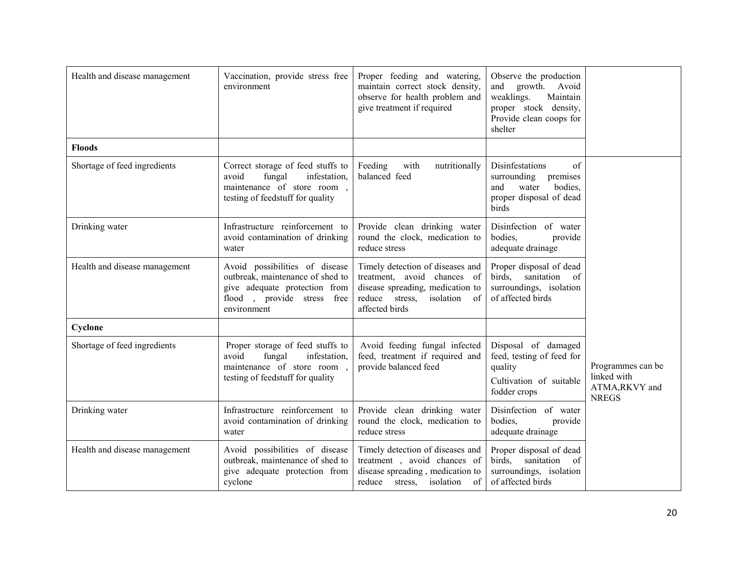| | | | | |
|---|---|---|---|---|
| Health and disease management | Vaccination, provide stress free environment | Proper feeding and watering, maintain correct stock density, observe for health problem and give treatment if required | Observe the production and growth. Avoid weaklings. Maintain proper stock density, Provide clean coops for shelter | |
| **Floods** | | | | |
| Shortage of feed ingredients | Correct storage of feed stuffs to avoid fungal infestation, maintenance of store room , testing of feedstuff for quality | Feeding with nutritionally balanced feed | Disinfestations of surrounding premises and water bodies, proper disposal of dead birds | Programmes can be linked with ATMA,RKVY and NREGS |
| Drinking water | Infrastructure reinforcement to avoid contamination of drinking water | Provide clean drinking water round the clock, medication to reduce stress | Disinfection of water bodies, provide adequate drainage | |
| Health and disease management | Avoid possibilities of disease outbreak, maintenance of shed to give adequate protection from flood , provide stress free environment | Timely detection of diseases and treatment, avoid chances of disease spreading, medication to reduce stress, isolation of affected birds | Proper disposal of dead birds, sanitation of surroundings, isolation of affected birds | |
| **Cyclone** | | | | |
| Shortage of feed ingredients | Proper storage of feed stuffs to avoid fungal infestation, maintenance of store room , testing of feedstuff for quality | Avoid feeding fungal infected feed, treatment if required and provide balanced feed | Disposal of damaged feed, testing of feed for quality<br>Cultivation of suitable fodder crops | |
| Drinking water | Infrastructure reinforcement to avoid contamination of drinking water | Provide clean drinking water round the clock, medication to reduce stress | Disinfection of water bodies, provide adequate drainage | |
| Health and disease management | Avoid possibilities of disease outbreak, maintenance of shed to give adequate protection from cyclone | Timely detection of diseases and treatment , avoid chances of disease spreading , medication to reduce stress, isolation of | Proper disposal of dead birds, sanitation of surroundings, isolation of affected birds | |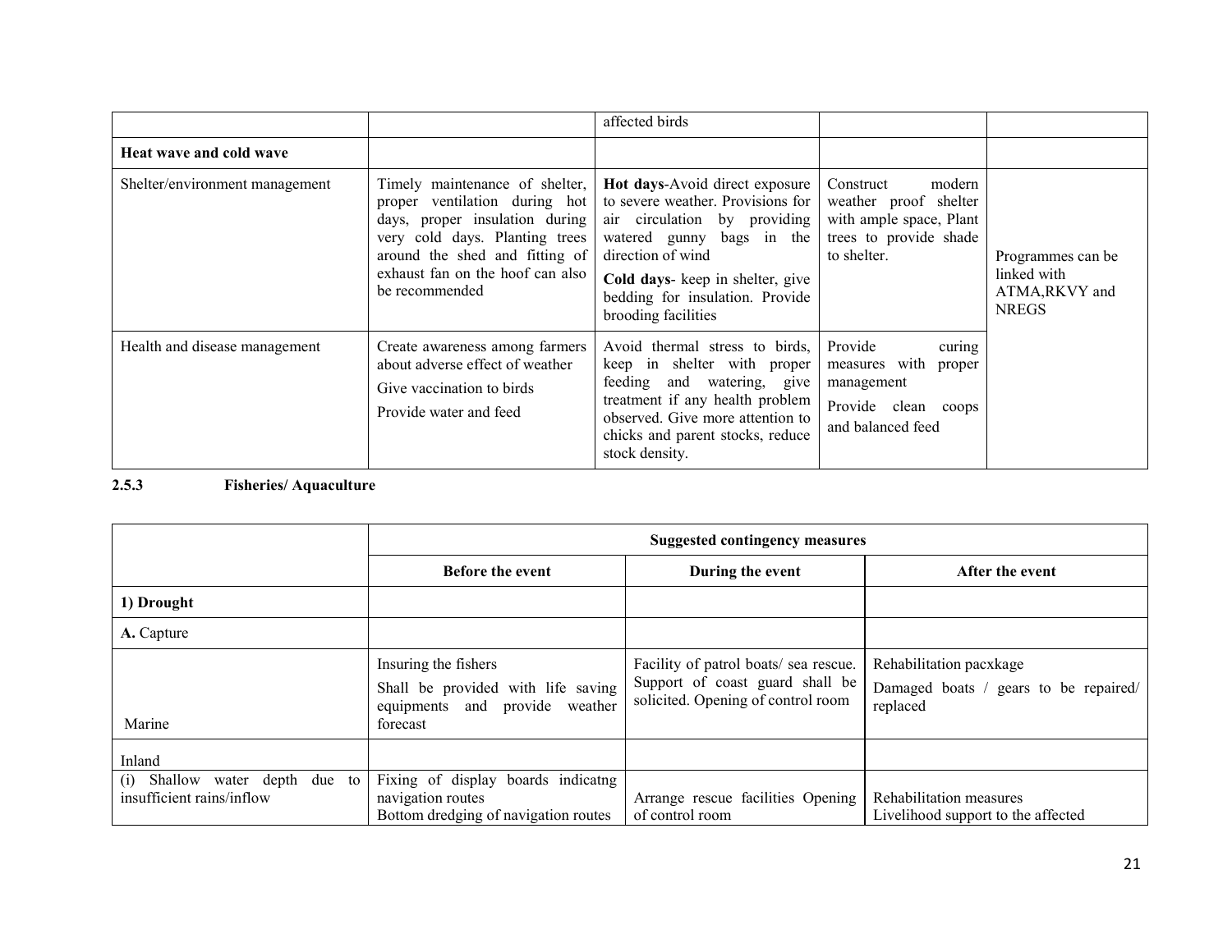| | | | | |
|---|---|---|---|---|
| | | affected birds | | |
| **Heat wave and cold wave** | | | | |
| Shelter/environment management | Timely maintenance of shelter, proper ventilation during hot days, proper insulation during very cold days. Planting trees around the shed and fitting of exhaust fan on the hoof can also be recommended | **Hot days**-Avoid direct exposure to severe weather. Provisions for air circulation by providing watered gunny bags in the direction of wind<br>**Cold days**- keep in shelter, give bedding for insulation. Provide brooding facilities | Construct modern weather proof shelter with ample space, Plant trees to provide shade to shelter. | Programmes can be linked with ATMA,RKVY and NREGS |
| Health and disease management | Create awareness among farmers about adverse effect of weather<br>Give vaccination to birds<br>Provide water and feed | Avoid thermal stress to birds, keep in shelter with proper feeding and watering, give treatment if any health problem observed. Give more attention to chicks and parent stocks, reduce stock density. | Provide curing measures with proper management<br>Provide clean coops and balanced feed | |

**2.5.3 Fisheries/ Aquaculture**

| | Suggested contingency measures | | |
|---|---|---|---|
| | **Before the event** | **During the event** | **After the event** |
| **1) Drought** | | | |
| **A.** Capture | | | |
| Marine | Insuring the fishers<br>Shall be provided with life saving equipments and provide weather forecast | Facility of patrol boats/ sea rescue. Support of coast guard shall be solicited. Opening of control room | Rehabilitation pacxkage<br>Damaged boats / gears to be repaired/ replaced |
| Inland | | | |
| (i) Shallow water depth due to insufficient rains/inflow | Fixing of display boards indicatng navigation routes<br>Bottom dredging of navigation routes | Arrange rescue facilities Opening of control room | Rehabilitation measures<br>Livelihood support to the affected |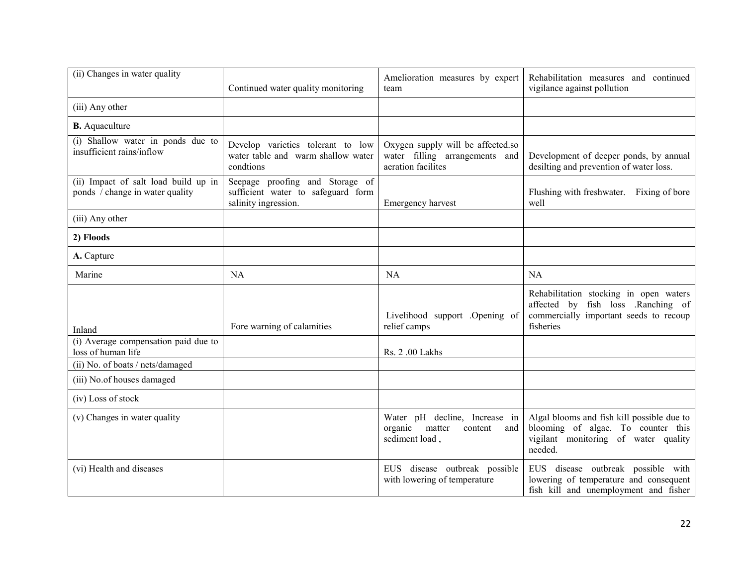| (ii) Changes in water quality | Continued water quality monitoring | Amelioration measures by expert team | Rehabilitation measures and continued vigilance against pollution |
|---|---|---|---|
| (iii) Any other | | | |
| **B.** Aquaculture | | | |
| (i) Shallow water in ponds due to insufficient rains/inflow | Develop varieties tolerant to low water table and warm shallow water condtions | Oxygen supply will be affected.so water filling arrangements and aeration facilites | Development of deeper ponds, by annual desilting and prevention of water loss. |
| (ii) Impact of salt load build up in ponds / change in water quality | Seepage proofing and Storage of sufficient water to safeguard form salinity ingression. | Emergency harvest | Flushing with freshwater. Fixing of bore well |
| (iii) Any other | | | |
| **2) Floods** | | | |
| **A.** Capture | | | |
| Marine | NA | NA | NA |
| Inland | Fore warning of calamities | Livelihood support .Opening of relief camps | Rehabilitation stocking in open waters affected by fish loss .Ranching of commercially important seeds to recoup fisheries |
| (i) Average compensation paid due to loss of human life | | Rs. 2 .00 Lakhs | |
| (ii) No. of boats / nets/damaged | | | |
| (iii) No.of houses damaged | | | |
| (iv) Loss of stock | | | |
| (v) Changes in water quality | | Water pH decline, Increase in organic matter content and sediment load , | Algal blooms and fish kill possible due to blooming of algae. To counter this vigilant monitoring of water quality needed. |
| (vi) Health and diseases | | EUS disease outbreak possible with lowering of temperature | EUS disease outbreak possible with lowering of temperature and consequent fish kill and unemployment and fisher |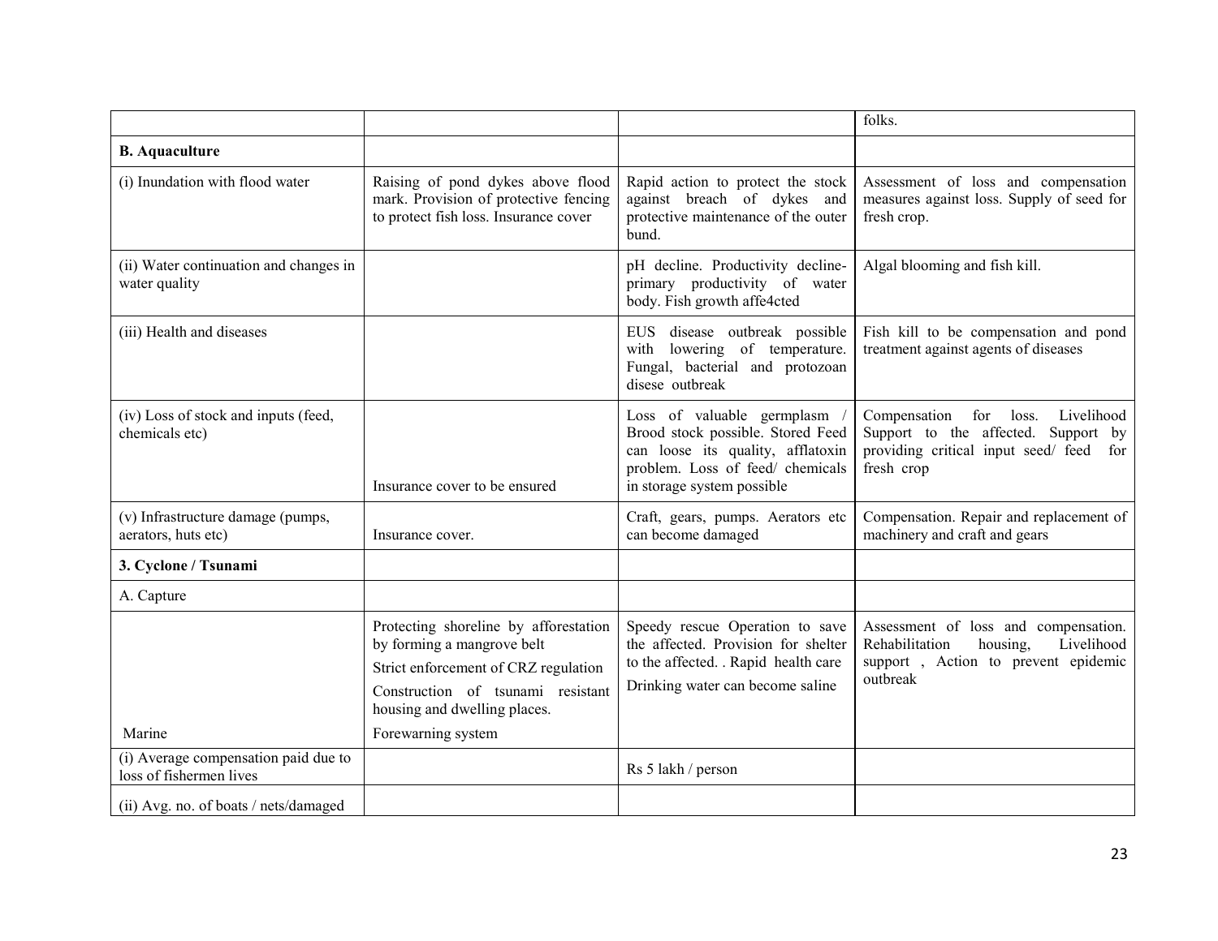|  |  |  | folks. |
|---|---|---|---|
| **B. Aquaculture** |  |  |  |
| (i) Inundation with flood water | Raising of pond dykes above flood mark. Provision of protective fencing to protect fish loss. Insurance cover | Rapid action to protect the stock against breach of dykes and protective maintenance of the outer bund. | Assessment of loss and compensation measures against loss. Supply of seed for fresh crop. |
| (ii) Water continuation and changes in water quality |  | pH decline. Productivity decline- primary productivity of water body. Fish growth affe4cted | Algal blooming and fish kill. |
| (iii) Health and diseases |  | EUS disease outbreak possible with lowering of temperature. Fungal, bacterial and protozoan disese outbreak | Fish kill to be compensation and pond treatment against agents of diseases |
| (iv) Loss of stock and inputs (feed, chemicals etc) | Insurance cover to be ensured | Loss of valuable germplasm / Brood stock possible. Stored Feed can loose its quality, afflatoxin problem. Loss of feed/ chemicals in storage system possible | Compensation for loss. Livelihood Support to the affected. Support by providing critical input seed/ feed for fresh crop |
| (v) Infrastructure damage (pumps, aerators, huts etc) | Insurance cover. | Craft, gears, pumps. Aerators etc can become damaged | Compensation. Repair and replacement of machinery and craft and gears |
| **3. Cyclone / Tsunami** |  |  |  |
| A. Capture |  |  |  |
| Marine | Protecting shoreline by afforestation by forming a mangrove belt<br>Strict enforcement of CRZ regulation<br>Construction of tsunami resistant housing and dwelling places.<br>Forewarning system | Speedy rescue Operation to save the affected. Provision for shelter to the affected. . Rapid health care<br>Drinking water can become saline | Assessment of loss and compensation. Rehabilitation housing, Livelihood support , Action to prevent epidemic outbreak |
| (i) Average compensation paid due to loss of fishermen lives |  | Rs 5 lakh / person |  |
| (ii) Avg. no. of boats / nets/damaged |  |  |  |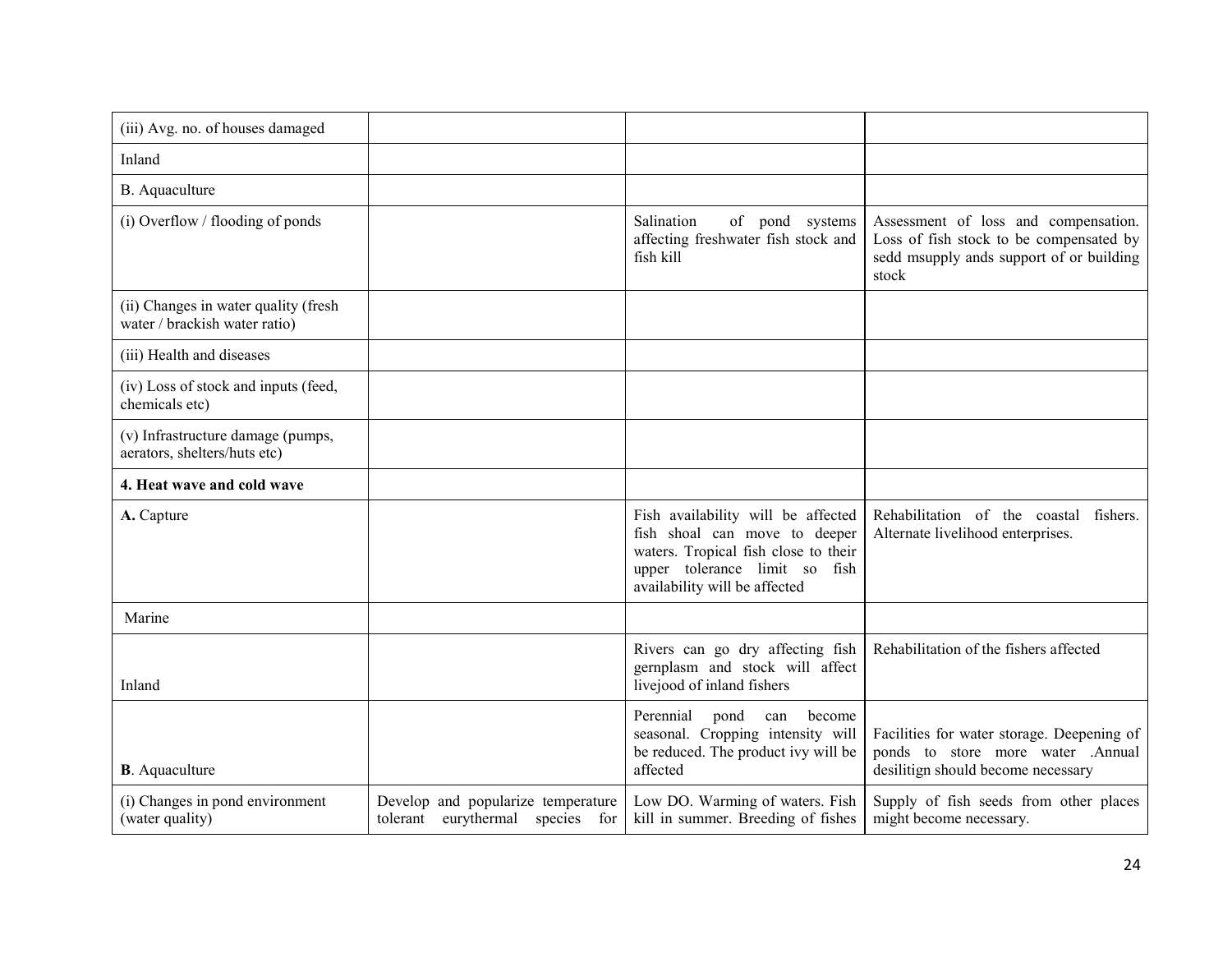| (iii) Avg. no. of houses damaged | | | |
|---|---|---|---|
| Inland | | | |
| B. Aquaculture | | | |
| (i) Overflow / flooding of ponds | | Salination of pond systems affecting freshwater fish stock and fish kill | Assessment of loss and compensation. Loss of fish stock to be compensated by sedd msupply ands support of or building stock |
| (ii) Changes in water quality (fresh water / brackish water ratio) | | | |
| (iii) Health and diseases | | | |
| (iv) Loss of stock and inputs (feed, chemicals etc) | | | |
| (v) Infrastructure damage (pumps, aerators, shelters/huts etc) | | | |
| **4. Heat wave and cold wave** | | | |
| **A.** Capture | | Fish availability will be affected fish shoal can move to deeper waters. Tropical fish close to their upper tolerance limit so fish availability will be affected | Rehabilitation of the coastal fishers. Alternate livelihood enterprises. |
| Marine | | | |
| Inland | | Rivers can go dry affecting fish gernplasm and stock will affect livejood of inland fishers | Rehabilitation of the fishers affected |
| **B**. Aquaculture | | Perennial pond can become seasonal. Cropping intensity will be reduced. The product ivy will be affected | Facilities for water storage. Deepening of ponds to store more water .Annual desilitign should become necessary |
| (i) Changes in pond environment (water quality) | Develop and popularize temperature tolerant eurythermal species for | Low DO. Warming of waters. Fish kill in summer. Breeding of fishes | Supply of fish seeds from other places might become necessary. |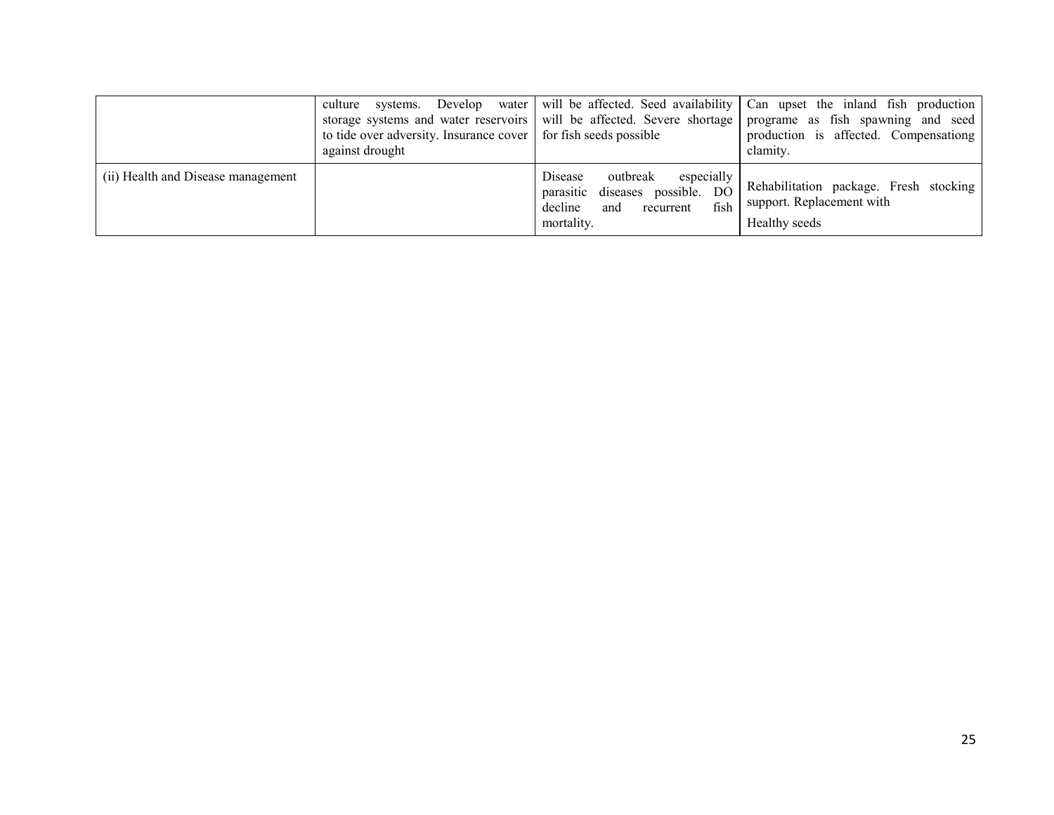| | | | |
|---|---|---|---|
| | culture systems. Develop water storage systems and water reservoirs to tide over adversity. Insurance cover against drought | will be affected. Seed availability will be affected. Severe shortage for fish seeds possible | Can upset the inland fish production programe as fish spawning and seed production is affected. Compensationg clamity. |
| (ii) Health and Disease management | | Disease outbreak especially parasitic diseases possible. DO decline and recurrent fish mortality. | Rehabilitation package. Fresh stocking support. Replacement with Healthy seeds |